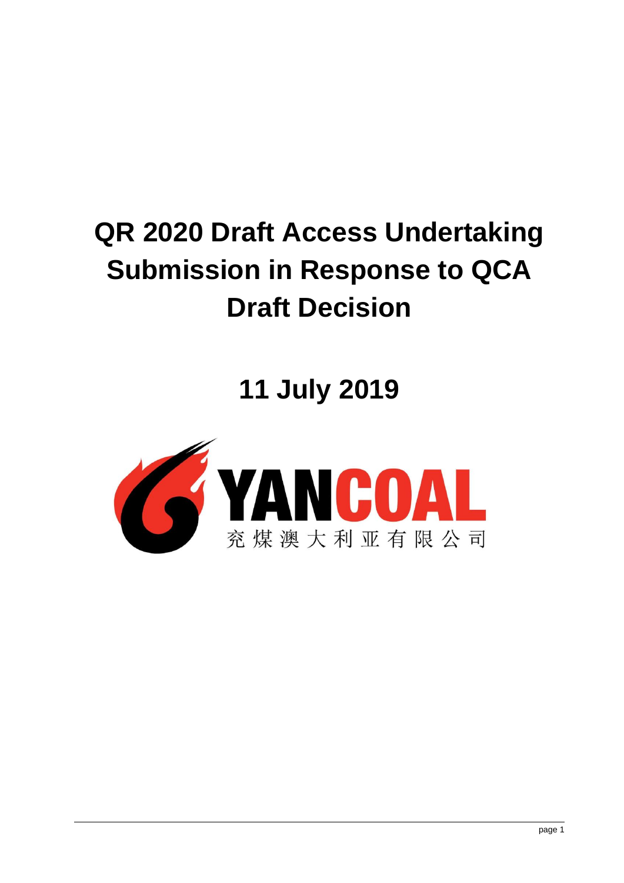# QR 2020 Draft Access Undertaking Submission in Response to QCA Draft Decision

## 11 July 2019

YANCOAL

兖煤澳大利亚有限公司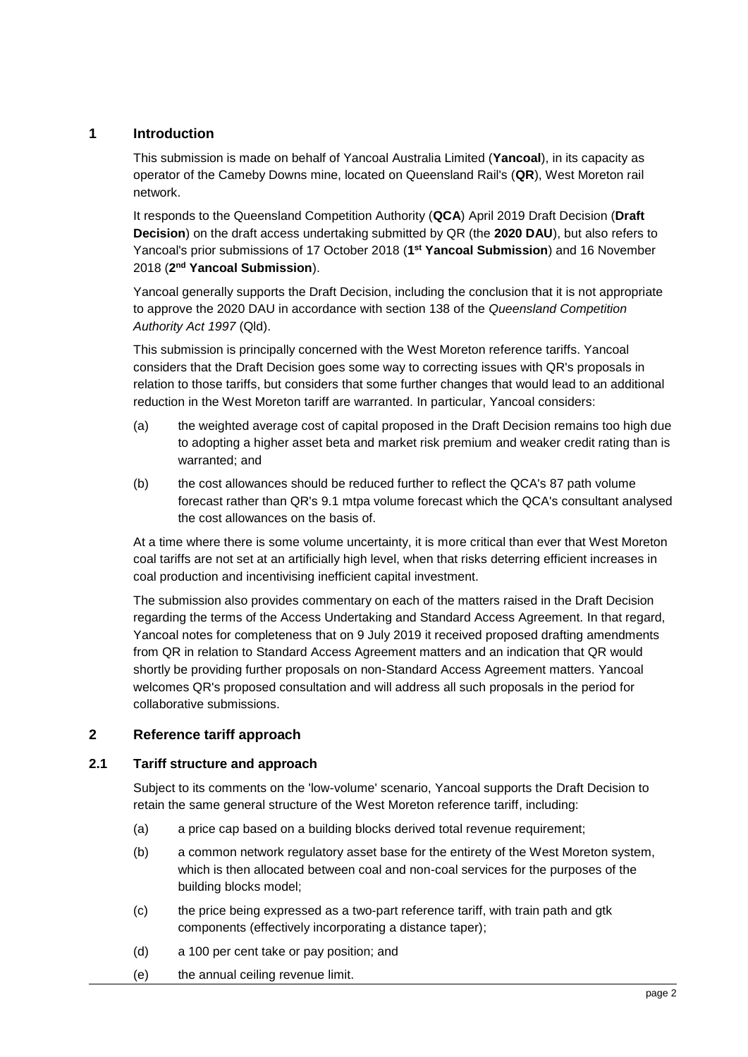## 1 Introduction

This submission is made on behalf of Yancoal Australia Limited (**Yancoal**), in its capacity as operator of the Cameby Downs mine, located on Queensland Rail's (**QR**), West Moreton rail network.

It responds to the Queensland Competition Authority (**QCA**) April 2019 Draft Decision (**Draft Decision**) on the draft access undertaking submitted by QR (the **2020 DAU**), but also refers to Yancoal's prior submissions of 17 October 2018 (**1st Yancoal Submission**) and 16 November 2018 (**2nd Yancoal Submission**).

Yancoal generally supports the Draft Decision, including the conclusion that it is not appropriate to approve the 2020 DAU in accordance with section 138 of the *Queensland Competition Authority Act 1997* (Qld).

This submission is principally concerned with the West Moreton reference tariffs. Yancoal considers that the Draft Decision goes some way to correcting issues with QR's proposals in relation to those tariffs, but considers that some further changes that would lead to an additional reduction in the West Moreton tariff are warranted. In particular, Yancoal considers:

(a) the weighted average cost of capital proposed in the Draft Decision remains too high due to adopting a higher asset beta and market risk premium and weaker credit rating than is warranted; and

(b) the cost allowances should be reduced further to reflect the QCA's 87 path volume forecast rather than QR's 9.1 mtpa volume forecast which the QCA's consultant analysed the cost allowances on the basis of.

At a time where there is some volume uncertainty, it is more critical than ever that West Moreton coal tariffs are not set at an artificially high level, when that risks deterring efficient increases in coal production and incentivising inefficient capital investment.

The submission also provides commentary on each of the matters raised in the Draft Decision regarding the terms of the Access Undertaking and Standard Access Agreement. In that regard, Yancoal notes for completeness that on 9 July 2019 it received proposed drafting amendments from QR in relation to Standard Access Agreement matters and an indication that QR would shortly be providing further proposals on non-Standard Access Agreement matters. Yancoal welcomes QR's proposed consultation and will address all such proposals in the period for collaborative submissions.

## 2 Reference tariff approach

### 2.1 Tariff structure and approach

Subject to its comments on the 'low-volume' scenario, Yancoal supports the Draft Decision to retain the same general structure of the West Moreton reference tariff, including:

(a) a price cap based on a building blocks derived total revenue requirement;

(b) a common network regulatory asset base for the entirety of the West Moreton system, which is then allocated between coal and non-coal services for the purposes of the building blocks model;

(c) the price being expressed as a two-part reference tariff, with train path and gtk components (effectively incorporating a distance taper);

(d) a 100 per cent take or pay position; and

(e) the annual ceiling revenue limit.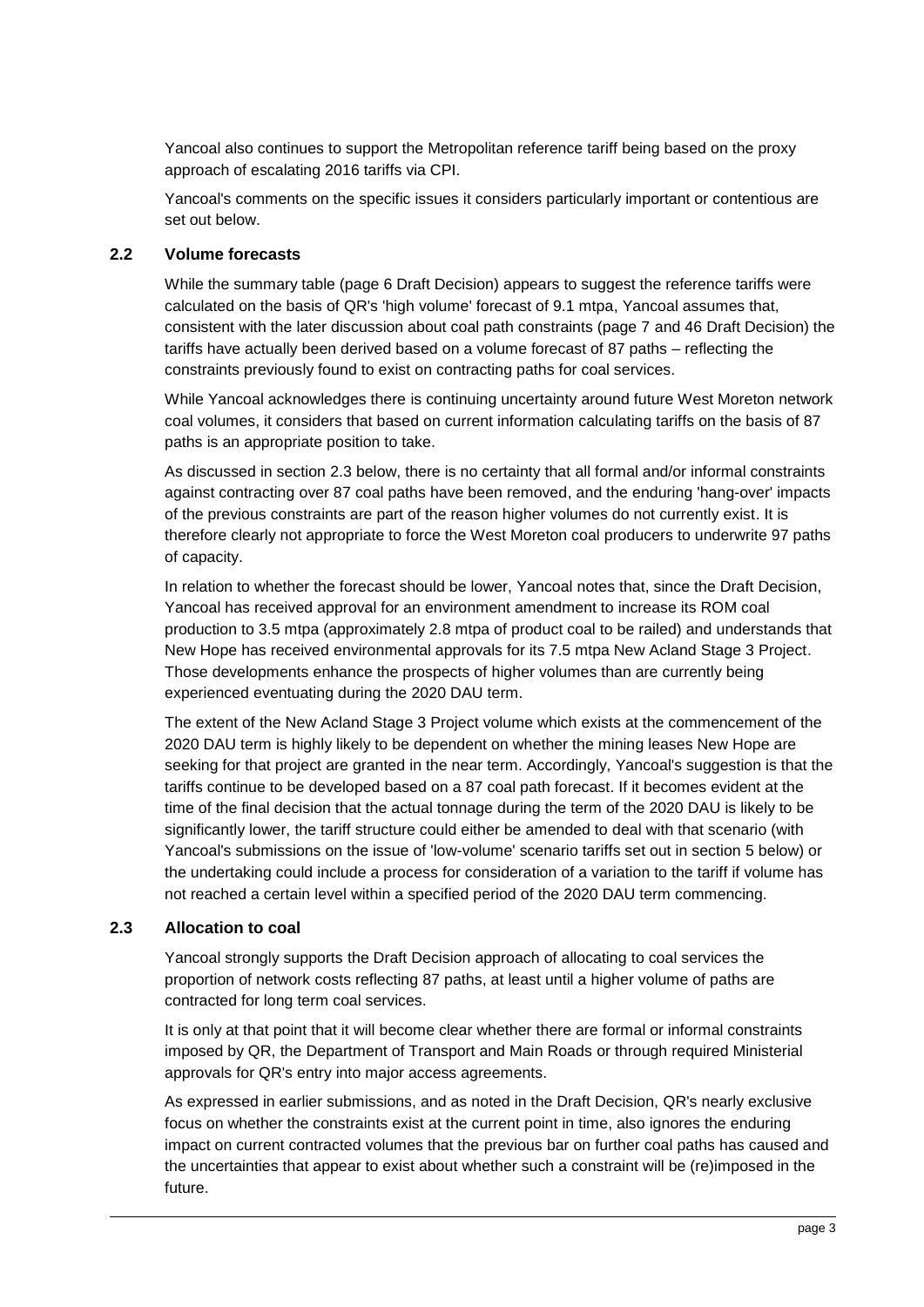Yancoal also continues to support the Metropolitan reference tariff being based on the proxy approach of escalating 2016 tariffs via CPI.

Yancoal's comments on the specific issues it considers particularly important or contentious are set out below.

### 2.2 Volume forecasts

While the summary table (page 6 Draft Decision) appears to suggest the reference tariffs were calculated on the basis of QR's 'high volume' forecast of 9.1 mtpa, Yancoal assumes that, consistent with the later discussion about coal path constraints (page 7 and 46 Draft Decision) the tariffs have actually been derived based on a volume forecast of 87 paths – reflecting the constraints previously found to exist on contracting paths for coal services.

While Yancoal acknowledges there is continuing uncertainty around future West Moreton network coal volumes, it considers that based on current information calculating tariffs on the basis of 87 paths is an appropriate position to take.

As discussed in section 2.3 below, there is no certainty that all formal and/or informal constraints against contracting over 87 coal paths have been removed, and the enduring 'hang-over' impacts of the previous constraints are part of the reason higher volumes do not currently exist. It is therefore clearly not appropriate to force the West Moreton coal producers to underwrite 97 paths of capacity.

In relation to whether the forecast should be lower, Yancoal notes that, since the Draft Decision, Yancoal has received approval for an environment amendment to increase its ROM coal production to 3.5 mtpa (approximately 2.8 mtpa of product coal to be railed) and understands that New Hope has received environmental approvals for its 7.5 mtpa New Acland Stage 3 Project. Those developments enhance the prospects of higher volumes than are currently being experienced eventuating during the 2020 DAU term.

The extent of the New Acland Stage 3 Project volume which exists at the commencement of the 2020 DAU term is highly likely to be dependent on whether the mining leases New Hope are seeking for that project are granted in the near term. Accordingly, Yancoal's suggestion is that the tariffs continue to be developed based on a 87 coal path forecast. If it becomes evident at the time of the final decision that the actual tonnage during the term of the 2020 DAU is likely to be significantly lower, the tariff structure could either be amended to deal with that scenario (with Yancoal's submissions on the issue of 'low-volume' scenario tariffs set out in section 5 below) or the undertaking could include a process for consideration of a variation to the tariff if volume has not reached a certain level within a specified period of the 2020 DAU term commencing.

### 2.3 Allocation to coal

Yancoal strongly supports the Draft Decision approach of allocating to coal services the proportion of network costs reflecting 87 paths, at least until a higher volume of paths are contracted for long term coal services.

It is only at that point that it will become clear whether there are formal or informal constraints imposed by QR, the Department of Transport and Main Roads or through required Ministerial approvals for QR's entry into major access agreements.

As expressed in earlier submissions, and as noted in the Draft Decision, QR's nearly exclusive focus on whether the constraints exist at the current point in time, also ignores the enduring impact on current contracted volumes that the previous bar on further coal paths has caused and the uncertainties that appear to exist about whether such a constraint will be (re)imposed in the future.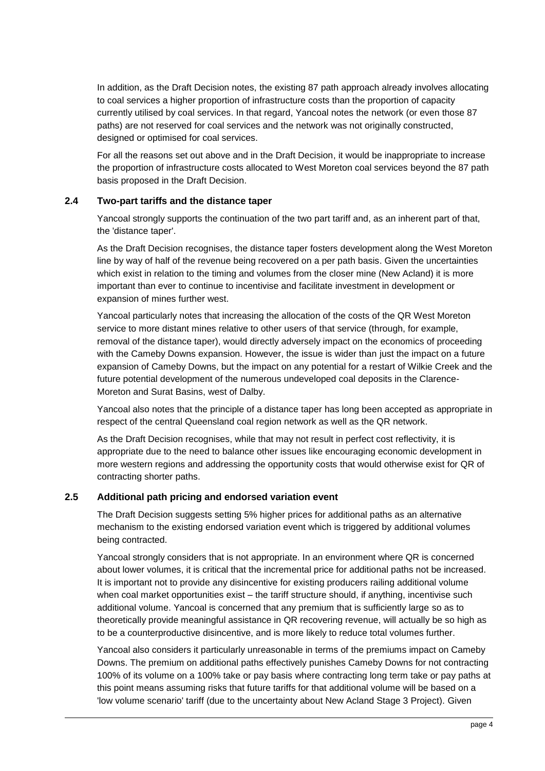In addition, as the Draft Decision notes, the existing 87 path approach already involves allocating to coal services a higher proportion of infrastructure costs than the proportion of capacity currently utilised by coal services. In that regard, Yancoal notes the network (or even those 87 paths) are not reserved for coal services and the network was not originally constructed, designed or optimised for coal services.

For all the reasons set out above and in the Draft Decision, it would be inappropriate to increase the proportion of infrastructure costs allocated to West Moreton coal services beyond the 87 path basis proposed in the Draft Decision.

### 2.4 Two-part tariffs and the distance taper

Yancoal strongly supports the continuation of the two part tariff and, as an inherent part of that, the 'distance taper'.

As the Draft Decision recognises, the distance taper fosters development along the West Moreton line by way of half of the revenue being recovered on a per path basis. Given the uncertainties which exist in relation to the timing and volumes from the closer mine (New Acland) it is more important than ever to continue to incentivise and facilitate investment in development or expansion of mines further west.

Yancoal particularly notes that increasing the allocation of the costs of the QR West Moreton service to more distant mines relative to other users of that service (through, for example, removal of the distance taper), would directly adversely impact on the economics of proceeding with the Cameby Downs expansion. However, the issue is wider than just the impact on a future expansion of Cameby Downs, but the impact on any potential for a restart of Wilkie Creek and the future potential development of the numerous undeveloped coal deposits in the Clarence-Moreton and Surat Basins, west of Dalby.

Yancoal also notes that the principle of a distance taper has long been accepted as appropriate in respect of the central Queensland coal region network as well as the QR network.

As the Draft Decision recognises, while that may not result in perfect cost reflectivity, it is appropriate due to the need to balance other issues like encouraging economic development in more western regions and addressing the opportunity costs that would otherwise exist for QR of contracting shorter paths.

### 2.5 Additional path pricing and endorsed variation event

The Draft Decision suggests setting 5% higher prices for additional paths as an alternative mechanism to the existing endorsed variation event which is triggered by additional volumes being contracted.

Yancoal strongly considers that is not appropriate. In an environment where QR is concerned about lower volumes, it is critical that the incremental price for additional paths not be increased. It is important not to provide any disincentive for existing producers railing additional volume when coal market opportunities exist – the tariff structure should, if anything, incentivise such additional volume. Yancoal is concerned that any premium that is sufficiently large so as to theoretically provide meaningful assistance in QR recovering revenue, will actually be so high as to be a counterproductive disincentive, and is more likely to reduce total volumes further.

Yancoal also considers it particularly unreasonable in terms of the premiums impact on Cameby Downs. The premium on additional paths effectively punishes Cameby Downs for not contracting 100% of its volume on a 100% take or pay basis where contracting long term take or pay paths at this point means assuming risks that future tariffs for that additional volume will be based on a 'low volume scenario' tariff (due to the uncertainty about New Acland Stage 3 Project). Given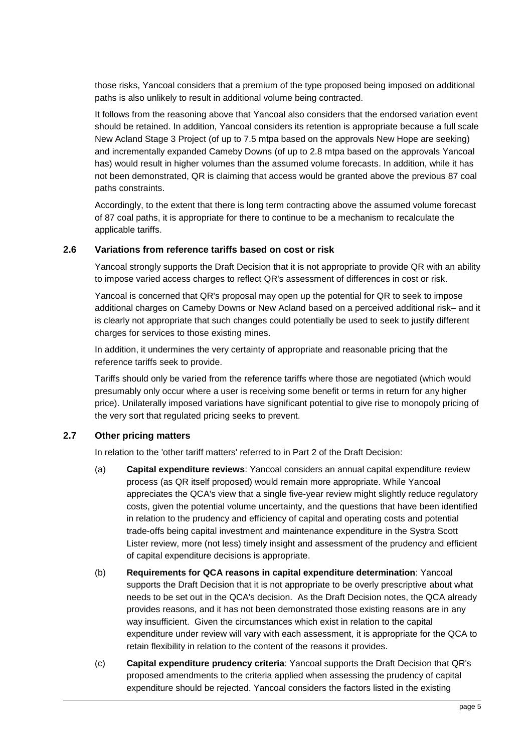those risks, Yancoal considers that a premium of the type proposed being imposed on additional paths is also unlikely to result in additional volume being contracted.

It follows from the reasoning above that Yancoal also considers that the endorsed variation event should be retained. In addition, Yancoal considers its retention is appropriate because a full scale New Acland Stage 3 Project (of up to 7.5 mtpa based on the approvals New Hope are seeking) and incrementally expanded Cameby Downs (of up to 2.8 mtpa based on the approvals Yancoal has) would result in higher volumes than the assumed volume forecasts. In addition, while it has not been demonstrated, QR is claiming that access would be granted above the previous 87 coal paths constraints.

Accordingly, to the extent that there is long term contracting above the assumed volume forecast of 87 coal paths, it is appropriate for there to continue to be a mechanism to recalculate the applicable tariffs.

### 2.6 Variations from reference tariffs based on cost or risk

Yancoal strongly supports the Draft Decision that it is not appropriate to provide QR with an ability to impose varied access charges to reflect QR's assessment of differences in cost or risk.

Yancoal is concerned that QR's proposal may open up the potential for QR to seek to impose additional charges on Cameby Downs or New Acland based on a perceived additional risk– and it is clearly not appropriate that such changes could potentially be used to seek to justify different charges for services to those existing mines.

In addition, it undermines the very certainty of appropriate and reasonable pricing that the reference tariffs seek to provide.

Tariffs should only be varied from the reference tariffs where those are negotiated (which would presumably only occur where a user is receiving some benefit or terms in return for any higher price). Unilaterally imposed variations have significant potential to give rise to monopoly pricing of the very sort that regulated pricing seeks to prevent.

### 2.7 Other pricing matters

In relation to the 'other tariff matters' referred to in Part 2 of the Draft Decision:

(a) **Capital expenditure reviews**: Yancoal considers an annual capital expenditure review process (as QR itself proposed) would remain more appropriate. While Yancoal appreciates the QCA's view that a single five-year review might slightly reduce regulatory costs, given the potential volume uncertainty, and the questions that have been identified in relation to the prudency and efficiency of capital and operating costs and potential trade-offs being capital investment and maintenance expenditure in the Systra Scott Lister review, more (not less) timely insight and assessment of the prudency and efficient of capital expenditure decisions is appropriate.

(b) **Requirements for QCA reasons in capital expenditure determination**: Yancoal supports the Draft Decision that it is not appropriate to be overly prescriptive about what needs to be set out in the QCA's decision. As the Draft Decision notes, the QCA already provides reasons, and it has not been demonstrated those existing reasons are in any way insufficient. Given the circumstances which exist in relation to the capital expenditure under review will vary with each assessment, it is appropriate for the QCA to retain flexibility in relation to the content of the reasons it provides.

(c) **Capital expenditure prudency criteria**: Yancoal supports the Draft Decision that QR's proposed amendments to the criteria applied when assessing the prudency of capital expenditure should be rejected. Yancoal considers the factors listed in the existing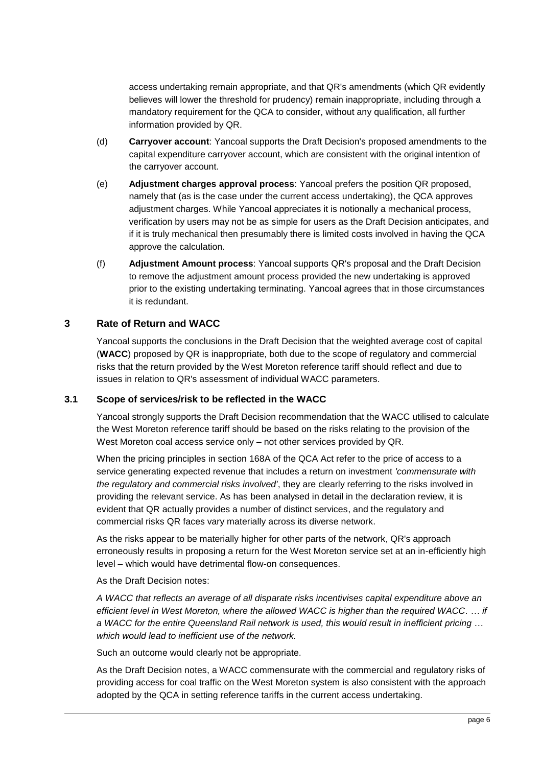access undertaking remain appropriate, and that QR's amendments (which QR evidently believes will lower the threshold for prudency) remain inappropriate, including through a mandatory requirement for the QCA to consider, without any qualification, all further information provided by QR.

(d) **Carryover account**: Yancoal supports the Draft Decision's proposed amendments to the capital expenditure carryover account, which are consistent with the original intention of the carryover account.

(e) **Adjustment charges approval process**: Yancoal prefers the position QR proposed, namely that (as is the case under the current access undertaking), the QCA approves adjustment charges. While Yancoal appreciates it is notionally a mechanical process, verification by users may not be as simple for users as the Draft Decision anticipates, and if it is truly mechanical then presumably there is limited costs involved in having the QCA approve the calculation.

(f) **Adjustment Amount process**: Yancoal supports QR's proposal and the Draft Decision to remove the adjustment amount process provided the new undertaking is approved prior to the existing undertaking terminating. Yancoal agrees that in those circumstances it is redundant.

## 3 Rate of Return and WACC

Yancoal supports the conclusions in the Draft Decision that the weighted average cost of capital (**WACC**) proposed by QR is inappropriate, both due to the scope of regulatory and commercial risks that the return provided by the West Moreton reference tariff should reflect and due to issues in relation to QR's assessment of individual WACC parameters.

### 3.1 Scope of services/risk to be reflected in the WACC

Yancoal strongly supports the Draft Decision recommendation that the WACC utilised to calculate the West Moreton reference tariff should be based on the risks relating to the provision of the West Moreton coal access service only – not other services provided by QR.

When the pricing principles in section 168A of the QCA Act refer to the price of access to a service generating expected revenue that includes a return on investment *'commensurate with the regulatory and commercial risks involved'*, they are clearly referring to the risks involved in providing the relevant service. As has been analysed in detail in the declaration review, it is evident that QR actually provides a number of distinct services, and the regulatory and commercial risks QR faces vary materially across its diverse network.

As the risks appear to be materially higher for other parts of the network, QR's approach erroneously results in proposing a return for the West Moreton service set at an in-efficiently high level – which would have detrimental flow-on consequences.

As the Draft Decision notes:

*A WACC that reflects an average of all disparate risks incentivises capital expenditure above an efficient level in West Moreton, where the allowed WACC is higher than the required WACC. … if a WACC for the entire Queensland Rail network is used, this would result in inefficient pricing … which would lead to inefficient use of the network.*

Such an outcome would clearly not be appropriate.

As the Draft Decision notes, a WACC commensurate with the commercial and regulatory risks of providing access for coal traffic on the West Moreton system is also consistent with the approach adopted by the QCA in setting reference tariffs in the current access undertaking.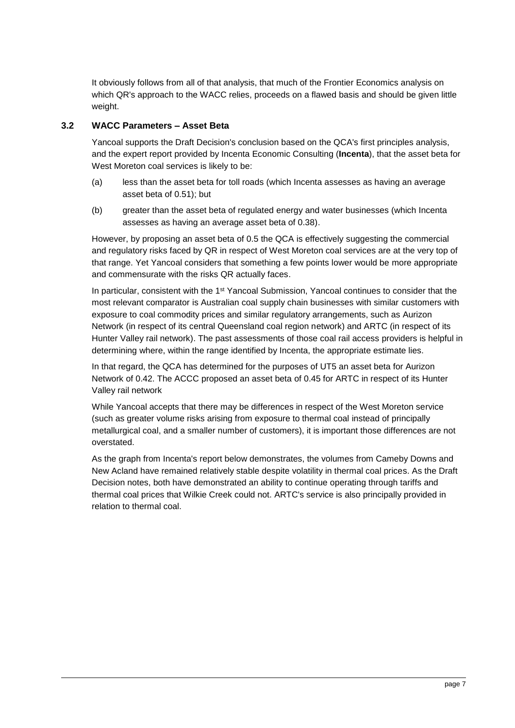It obviously follows from all of that analysis, that much of the Frontier Economics analysis on which QR's approach to the WACC relies, proceeds on a flawed basis and should be given little weight.

### 3.2 WACC Parameters – Asset Beta

Yancoal supports the Draft Decision's conclusion based on the QCA's first principles analysis, and the expert report provided by Incenta Economic Consulting (**Incenta**), that the asset beta for West Moreton coal services is likely to be:

(a) less than the asset beta for toll roads (which Incenta assesses as having an average asset beta of 0.51); but

(b) greater than the asset beta of regulated energy and water businesses (which Incenta assesses as having an average asset beta of 0.38).

However, by proposing an asset beta of 0.5 the QCA is effectively suggesting the commercial and regulatory risks faced by QR in respect of West Moreton coal services are at the very top of that range. Yet Yancoal considers that something a few points lower would be more appropriate and commensurate with the risks QR actually faces.

In particular, consistent with the 1st Yancoal Submission, Yancoal continues to consider that the most relevant comparator is Australian coal supply chain businesses with similar customers with exposure to coal commodity prices and similar regulatory arrangements, such as Aurizon Network (in respect of its central Queensland coal region network) and ARTC (in respect of its Hunter Valley rail network). The past assessments of those coal rail access providers is helpful in determining where, within the range identified by Incenta, the appropriate estimate lies.

In that regard, the QCA has determined for the purposes of UT5 an asset beta for Aurizon Network of 0.42. The ACCC proposed an asset beta of 0.45 for ARTC in respect of its Hunter Valley rail network

While Yancoal accepts that there may be differences in respect of the West Moreton service (such as greater volume risks arising from exposure to thermal coal instead of principally metallurgical coal, and a smaller number of customers), it is important those differences are not overstated.

As the graph from Incenta's report below demonstrates, the volumes from Cameby Downs and New Acland have remained relatively stable despite volatility in thermal coal prices. As the Draft Decision notes, both have demonstrated an ability to continue operating through tariffs and thermal coal prices that Wilkie Creek could not. ARTC's service is also principally provided in relation to thermal coal.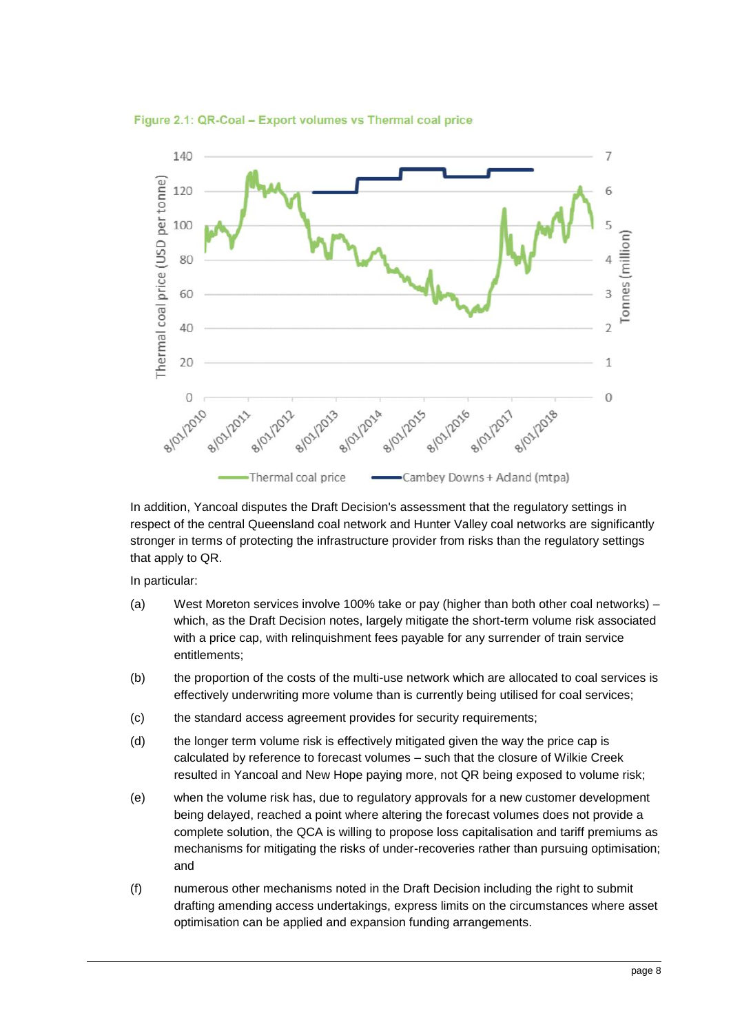Figure 2.1: QR-Coal – Export volumes vs Thermal coal price

In addition, Yancoal disputes the Draft Decision's assessment that the regulatory settings in respect of the central Queensland coal network and Hunter Valley coal networks are significantly stronger in terms of protecting the infrastructure provider from risks than the regulatory settings that apply to QR.

In particular:

(a) West Moreton services involve 100% take or pay (higher than both other coal networks) – which, as the Draft Decision notes, largely mitigate the short-term volume risk associated with a price cap, with relinquishment fees payable for any surrender of train service entitlements;

(b) the proportion of the costs of the multi-use network which are allocated to coal services is effectively underwriting more volume than is currently being utilised for coal services;

(c) the standard access agreement provides for security requirements;

(d) the longer term volume risk is effectively mitigated given the way the price cap is calculated by reference to forecast volumes – such that the closure of Wilkie Creek resulted in Yancoal and New Hope paying more, not QR being exposed to volume risk;

(e) when the volume risk has, due to regulatory approvals for a new customer development being delayed, reached a point where altering the forecast volumes does not provide a complete solution, the QCA is willing to propose loss capitalisation and tariff premiums as mechanisms for mitigating the risks of under-recoveries rather than pursuing optimisation; and

(f) numerous other mechanisms noted in the Draft Decision including the right to submit drafting amending access undertakings, express limits on the circumstances where asset optimisation can be applied and expansion funding arrangements.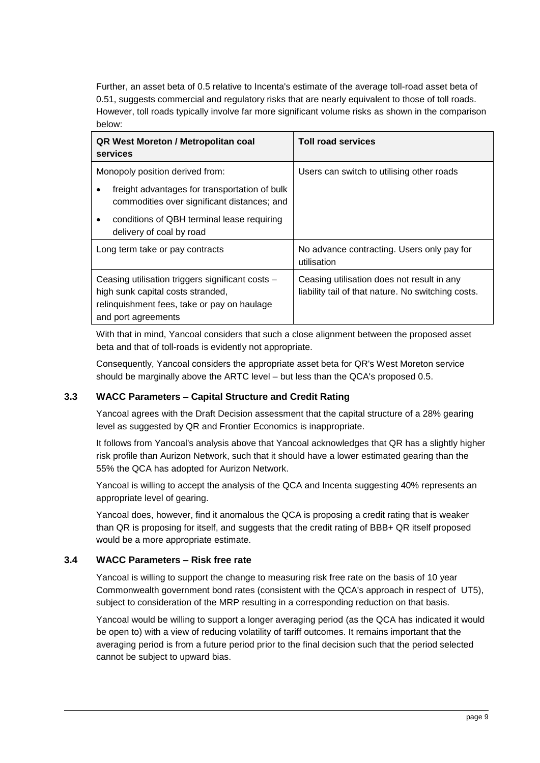Further, an asset beta of 0.5 relative to Incenta's estimate of the average toll-road asset beta of 0.51, suggests commercial and regulatory risks that are nearly equivalent to those of toll roads. However, toll roads typically involve far more significant volume risks as shown in the comparison below:

| QR West Moreton / Metropolitan coal services | Toll road services |
| --- | --- |
| Monopoly position derived from:<br>• freight advantages for transportation of bulk commodities over significant distances; and<br>• conditions of QBH terminal lease requiring delivery of coal by road | Users can switch to utilising other roads |
| Long term take or pay contracts | No advance contracting. Users only pay for utilisation |
| Ceasing utilisation triggers significant costs – high sunk capital costs stranded, relinquishment fees, take or pay on haulage and port agreements | Ceasing utilisation does not result in any liability tail of that nature. No switching costs. |

With that in mind, Yancoal considers that such a close alignment between the proposed asset beta and that of toll-roads is evidently not appropriate.

Consequently, Yancoal considers the appropriate asset beta for QR's West Moreton service should be marginally above the ARTC level – but less than the QCA's proposed 0.5.

### 3.3 WACC Parameters – Capital Structure and Credit Rating

Yancoal agrees with the Draft Decision assessment that the capital structure of a 28% gearing level as suggested by QR and Frontier Economics is inappropriate.

It follows from Yancoal's analysis above that Yancoal acknowledges that QR has a slightly higher risk profile than Aurizon Network, such that it should have a lower estimated gearing than the 55% the QCA has adopted for Aurizon Network.

Yancoal is willing to accept the analysis of the QCA and Incenta suggesting 40% represents an appropriate level of gearing.

Yancoal does, however, find it anomalous the QCA is proposing a credit rating that is weaker than QR is proposing for itself, and suggests that the credit rating of BBB+ QR itself proposed would be a more appropriate estimate.

### 3.4 WACC Parameters – Risk free rate

Yancoal is willing to support the change to measuring risk free rate on the basis of 10 year Commonwealth government bond rates (consistent with the QCA's approach in respect of UT5), subject to consideration of the MRP resulting in a corresponding reduction on that basis.

Yancoal would be willing to support a longer averaging period (as the QCA has indicated it would be open to) with a view of reducing volatility of tariff outcomes. It remains important that the averaging period is from a future period prior to the final decision such that the period selected cannot be subject to upward bias.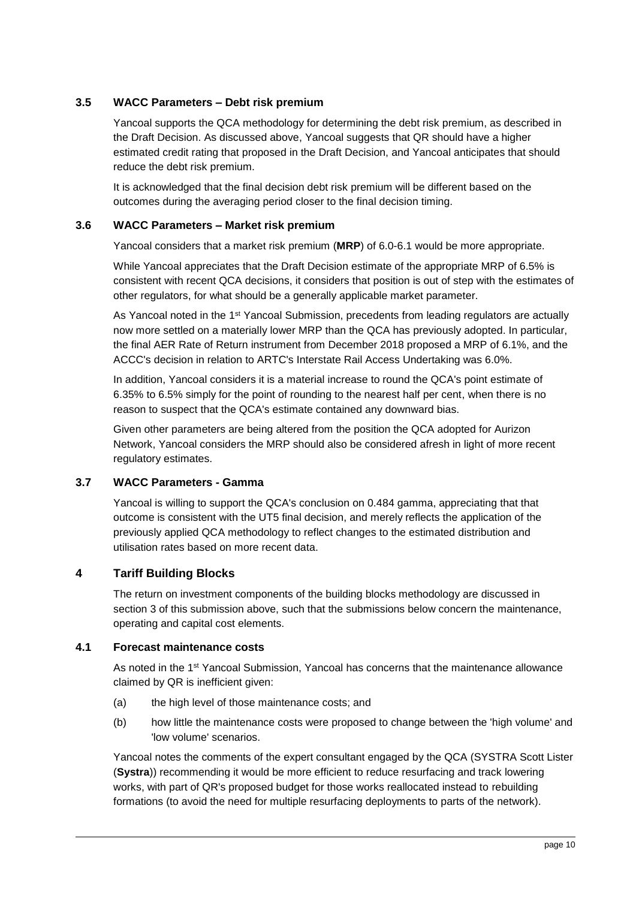### 3.5 WACC Parameters – Debt risk premium

Yancoal supports the QCA methodology for determining the debt risk premium, as described in the Draft Decision. As discussed above, Yancoal suggests that QR should have a higher estimated credit rating that proposed in the Draft Decision, and Yancoal anticipates that should reduce the debt risk premium.

It is acknowledged that the final decision debt risk premium will be different based on the outcomes during the averaging period closer to the final decision timing.

### 3.6 WACC Parameters – Market risk premium

Yancoal considers that a market risk premium (**MRP**) of 6.0-6.1 would be more appropriate.

While Yancoal appreciates that the Draft Decision estimate of the appropriate MRP of 6.5% is consistent with recent QCA decisions, it considers that position is out of step with the estimates of other regulators, for what should be a generally applicable market parameter.

As Yancoal noted in the 1st Yancoal Submission, precedents from leading regulators are actually now more settled on a materially lower MRP than the QCA has previously adopted. In particular, the final AER Rate of Return instrument from December 2018 proposed a MRP of 6.1%, and the ACCC's decision in relation to ARTC's Interstate Rail Access Undertaking was 6.0%.

In addition, Yancoal considers it is a material increase to round the QCA's point estimate of 6.35% to 6.5% simply for the point of rounding to the nearest half per cent, when there is no reason to suspect that the QCA's estimate contained any downward bias.

Given other parameters are being altered from the position the QCA adopted for Aurizon Network, Yancoal considers the MRP should also be considered afresh in light of more recent regulatory estimates.

### 3.7 WACC Parameters - Gamma

Yancoal is willing to support the QCA's conclusion on 0.484 gamma, appreciating that that outcome is consistent with the UT5 final decision, and merely reflects the application of the previously applied QCA methodology to reflect changes to the estimated distribution and utilisation rates based on more recent data.

## 4 Tariff Building Blocks

The return on investment components of the building blocks methodology are discussed in section 3 of this submission above, such that the submissions below concern the maintenance, operating and capital cost elements.

### 4.1 Forecast maintenance costs

As noted in the 1st Yancoal Submission, Yancoal has concerns that the maintenance allowance claimed by QR is inefficient given:

(a) the high level of those maintenance costs; and

(b) how little the maintenance costs were proposed to change between the 'high volume' and 'low volume' scenarios.

Yancoal notes the comments of the expert consultant engaged by the QCA (SYSTRA Scott Lister (**Systra**)) recommending it would be more efficient to reduce resurfacing and track lowering works, with part of QR's proposed budget for those works reallocated instead to rebuilding formations (to avoid the need for multiple resurfacing deployments to parts of the network).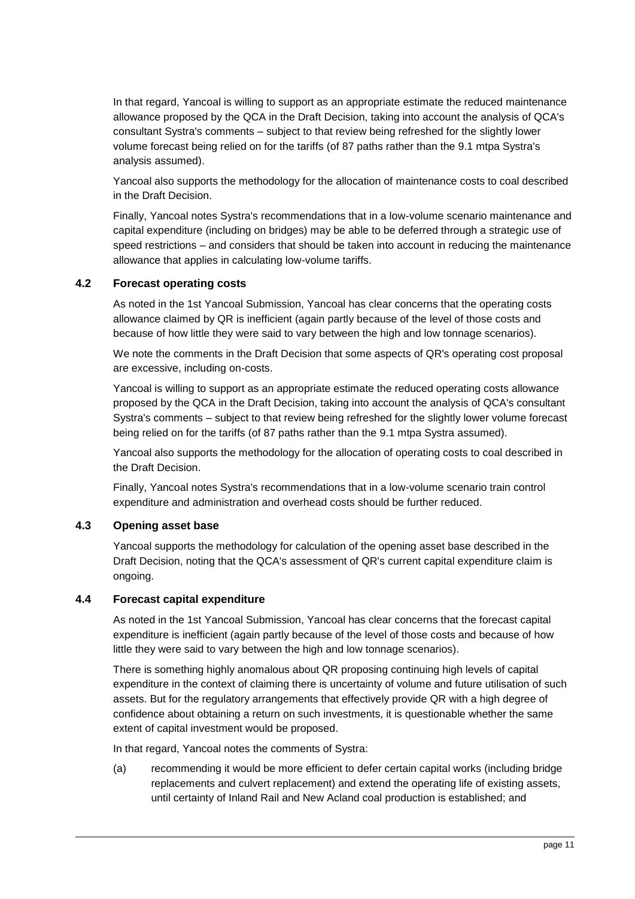In that regard, Yancoal is willing to support as an appropriate estimate the reduced maintenance allowance proposed by the QCA in the Draft Decision, taking into account the analysis of QCA's consultant Systra's comments – subject to that review being refreshed for the slightly lower volume forecast being relied on for the tariffs (of 87 paths rather than the 9.1 mtpa Systra's analysis assumed).

Yancoal also supports the methodology for the allocation of maintenance costs to coal described in the Draft Decision.

Finally, Yancoal notes Systra's recommendations that in a low-volume scenario maintenance and capital expenditure (including on bridges) may be able to be deferred through a strategic use of speed restrictions – and considers that should be taken into account in reducing the maintenance allowance that applies in calculating low-volume tariffs.

### 4.2 Forecast operating costs

As noted in the 1st Yancoal Submission, Yancoal has clear concerns that the operating costs allowance claimed by QR is inefficient (again partly because of the level of those costs and because of how little they were said to vary between the high and low tonnage scenarios).

We note the comments in the Draft Decision that some aspects of QR's operating cost proposal are excessive, including on-costs.

Yancoal is willing to support as an appropriate estimate the reduced operating costs allowance proposed by the QCA in the Draft Decision, taking into account the analysis of QCA's consultant Systra's comments – subject to that review being refreshed for the slightly lower volume forecast being relied on for the tariffs (of 87 paths rather than the 9.1 mtpa Systra assumed).

Yancoal also supports the methodology for the allocation of operating costs to coal described in the Draft Decision.

Finally, Yancoal notes Systra's recommendations that in a low-volume scenario train control expenditure and administration and overhead costs should be further reduced.

### 4.3 Opening asset base

Yancoal supports the methodology for calculation of the opening asset base described in the Draft Decision, noting that the QCA's assessment of QR's current capital expenditure claim is ongoing.

### 4.4 Forecast capital expenditure

As noted in the 1st Yancoal Submission, Yancoal has clear concerns that the forecast capital expenditure is inefficient (again partly because of the level of those costs and because of how little they were said to vary between the high and low tonnage scenarios).

There is something highly anomalous about QR proposing continuing high levels of capital expenditure in the context of claiming there is uncertainty of volume and future utilisation of such assets. But for the regulatory arrangements that effectively provide QR with a high degree of confidence about obtaining a return on such investments, it is questionable whether the same extent of capital investment would be proposed.

In that regard, Yancoal notes the comments of Systra:

(a) recommending it would be more efficient to defer certain capital works (including bridge replacements and culvert replacement) and extend the operating life of existing assets, until certainty of Inland Rail and New Acland coal production is established; and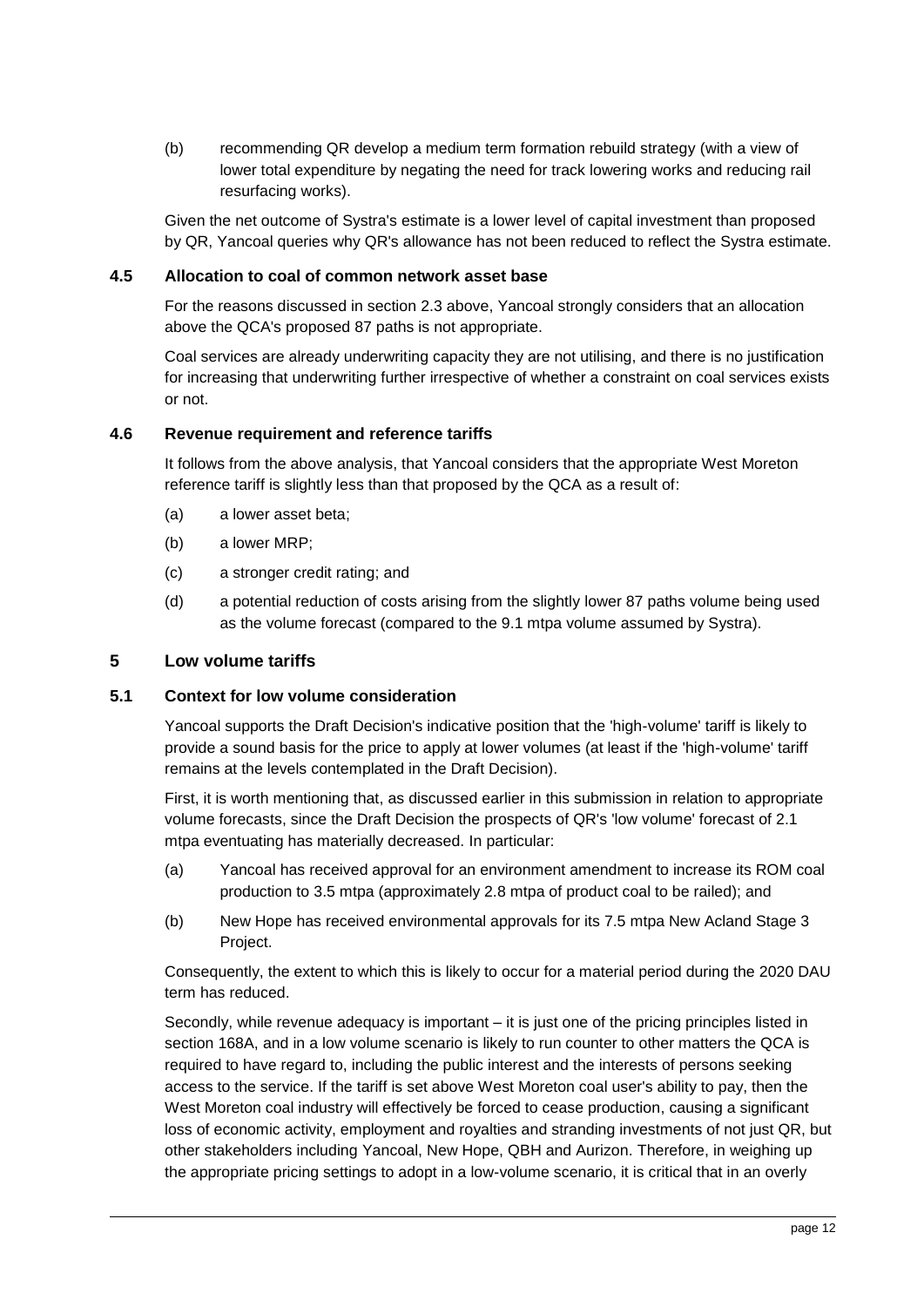(b) recommending QR develop a medium term formation rebuild strategy (with a view of lower total expenditure by negating the need for track lowering works and reducing rail resurfacing works).

Given the net outcome of Systra's estimate is a lower level of capital investment than proposed by QR, Yancoal queries why QR's allowance has not been reduced to reflect the Systra estimate.

### 4.5 Allocation to coal of common network asset base

For the reasons discussed in section 2.3 above, Yancoal strongly considers that an allocation above the QCA's proposed 87 paths is not appropriate.

Coal services are already underwriting capacity they are not utilising, and there is no justification for increasing that underwriting further irrespective of whether a constraint on coal services exists or not.

### 4.6 Revenue requirement and reference tariffs

It follows from the above analysis, that Yancoal considers that the appropriate West Moreton reference tariff is slightly less than that proposed by the QCA as a result of:

(a) a lower asset beta;

(b) a lower MRP;

(c) a stronger credit rating; and

(d) a potential reduction of costs arising from the slightly lower 87 paths volume being used as the volume forecast (compared to the 9.1 mtpa volume assumed by Systra).

## 5 Low volume tariffs

### 5.1 Context for low volume consideration

Yancoal supports the Draft Decision's indicative position that the 'high-volume' tariff is likely to provide a sound basis for the price to apply at lower volumes (at least if the 'high-volume' tariff remains at the levels contemplated in the Draft Decision).

First, it is worth mentioning that, as discussed earlier in this submission in relation to appropriate volume forecasts, since the Draft Decision the prospects of QR's 'low volume' forecast of 2.1 mtpa eventuating has materially decreased. In particular:

(a) Yancoal has received approval for an environment amendment to increase its ROM coal production to 3.5 mtpa (approximately 2.8 mtpa of product coal to be railed); and

(b) New Hope has received environmental approvals for its 7.5 mtpa New Acland Stage 3 Project.

Consequently, the extent to which this is likely to occur for a material period during the 2020 DAU term has reduced.

Secondly, while revenue adequacy is important – it is just one of the pricing principles listed in section 168A, and in a low volume scenario is likely to run counter to other matters the QCA is required to have regard to, including the public interest and the interests of persons seeking access to the service. If the tariff is set above West Moreton coal user's ability to pay, then the West Moreton coal industry will effectively be forced to cease production, causing a significant loss of economic activity, employment and royalties and stranding investments of not just QR, but other stakeholders including Yancoal, New Hope, QBH and Aurizon. Therefore, in weighing up the appropriate pricing settings to adopt in a low-volume scenario, it is critical that in an overly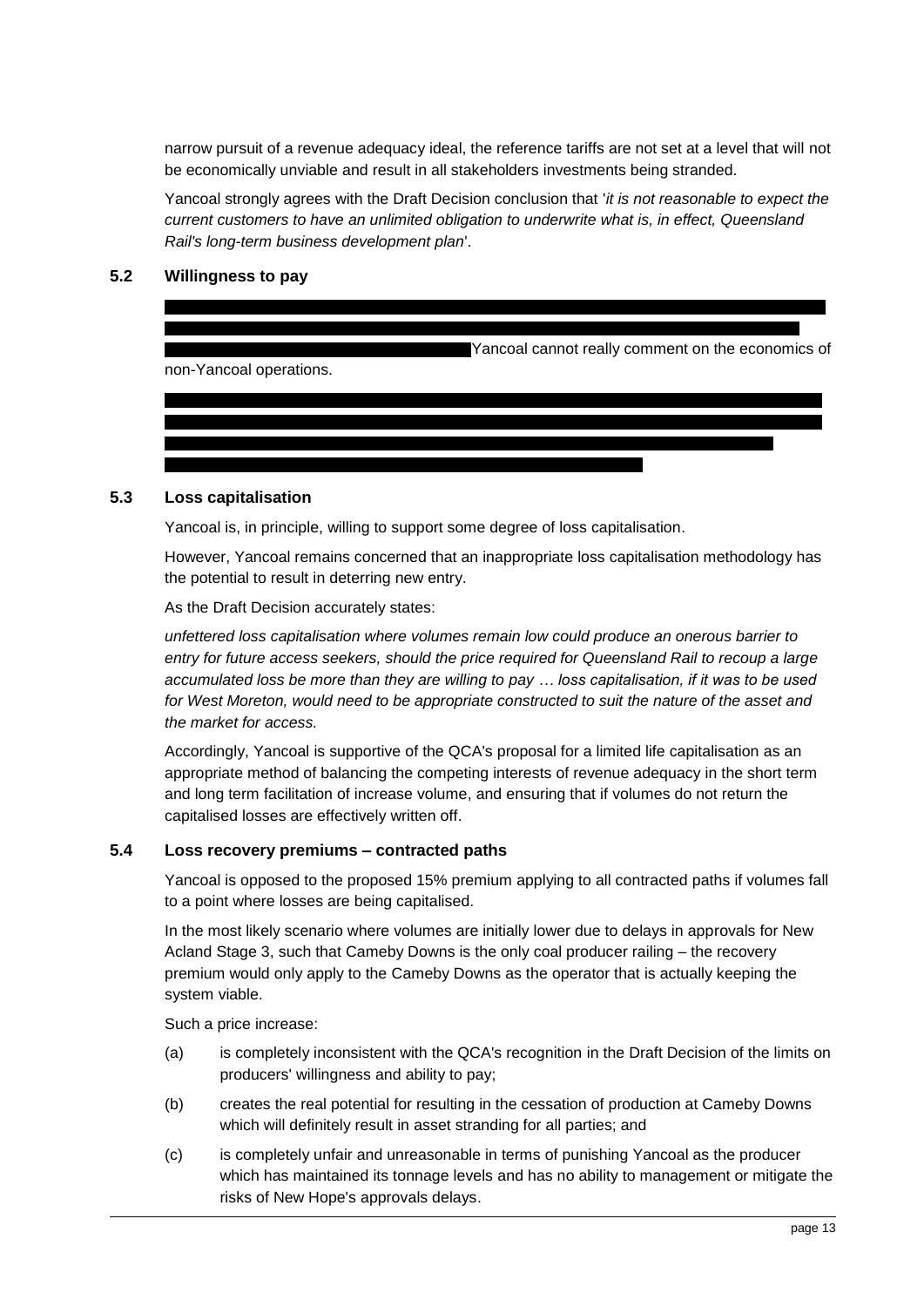narrow pursuit of a revenue adequacy ideal, the reference tariffs are not set at a level that will not be economically unviable and result in all stakeholders investments being stranded.

Yancoal strongly agrees with the Draft Decision conclusion that '*it is not reasonable to expect the current customers to have an unlimited obligation to underwrite what is, in effect, Queensland Rail's long-term business development plan*'.

## 5.2 Willingness to pay

Yancoal cannot really comment on the economics of non-Yancoal operations.

## 5.3 Loss capitalisation

Yancoal is, in principle, willing to support some degree of loss capitalisation.

However, Yancoal remains concerned that an inappropriate loss capitalisation methodology has the potential to result in deterring new entry.

As the Draft Decision accurately states:

*unfettered loss capitalisation where volumes remain low could produce an onerous barrier to entry for future access seekers, should the price required for Queensland Rail to recoup a large accumulated loss be more than they are willing to pay … loss capitalisation, if it was to be used for West Moreton, would need to be appropriate constructed to suit the nature of the asset and the market for access.*

Accordingly, Yancoal is supportive of the QCA's proposal for a limited life capitalisation as an appropriate method of balancing the competing interests of revenue adequacy in the short term and long term facilitation of increase volume, and ensuring that if volumes do not return the capitalised losses are effectively written off.

## 5.4 Loss recovery premiums – contracted paths

Yancoal is opposed to the proposed 15% premium applying to all contracted paths if volumes fall to a point where losses are being capitalised.

In the most likely scenario where volumes are initially lower due to delays in approvals for New Acland Stage 3, such that Cameby Downs is the only coal producer railing – the recovery premium would only apply to the Cameby Downs as the operator that is actually keeping the system viable.

Such a price increase:

(a) is completely inconsistent with the QCA's recognition in the Draft Decision of the limits on producers' willingness and ability to pay;

(b) creates the real potential for resulting in the cessation of production at Cameby Downs which will definitely result in asset stranding for all parties; and

(c) is completely unfair and unreasonable in terms of punishing Yancoal as the producer which has maintained its tonnage levels and has no ability to management or mitigate the risks of New Hope's approvals delays.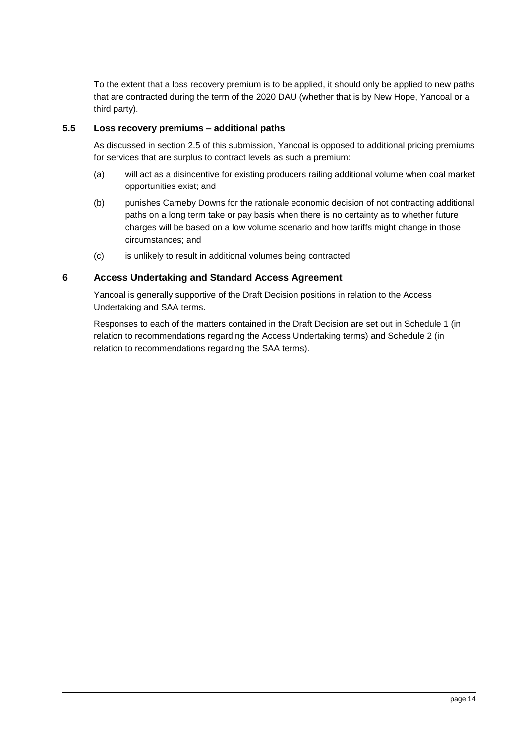To the extent that a loss recovery premium is to be applied, it should only be applied to new paths that are contracted during the term of the 2020 DAU (whether that is by New Hope, Yancoal or a third party).

### 5.5 Loss recovery premiums – additional paths

As discussed in section 2.5 of this submission, Yancoal is opposed to additional pricing premiums for services that are surplus to contract levels as such a premium:

(a) will act as a disincentive for existing producers railing additional volume when coal market opportunities exist; and

(b) punishes Cameby Downs for the rationale economic decision of not contracting additional paths on a long term take or pay basis when there is no certainty as to whether future charges will be based on a low volume scenario and how tariffs might change in those circumstances; and

(c) is unlikely to result in additional volumes being contracted.

## 6 Access Undertaking and Standard Access Agreement

Yancoal is generally supportive of the Draft Decision positions in relation to the Access Undertaking and SAA terms.

Responses to each of the matters contained in the Draft Decision are set out in Schedule 1 (in relation to recommendations regarding the Access Undertaking terms) and Schedule 2 (in relation to recommendations regarding the SAA terms).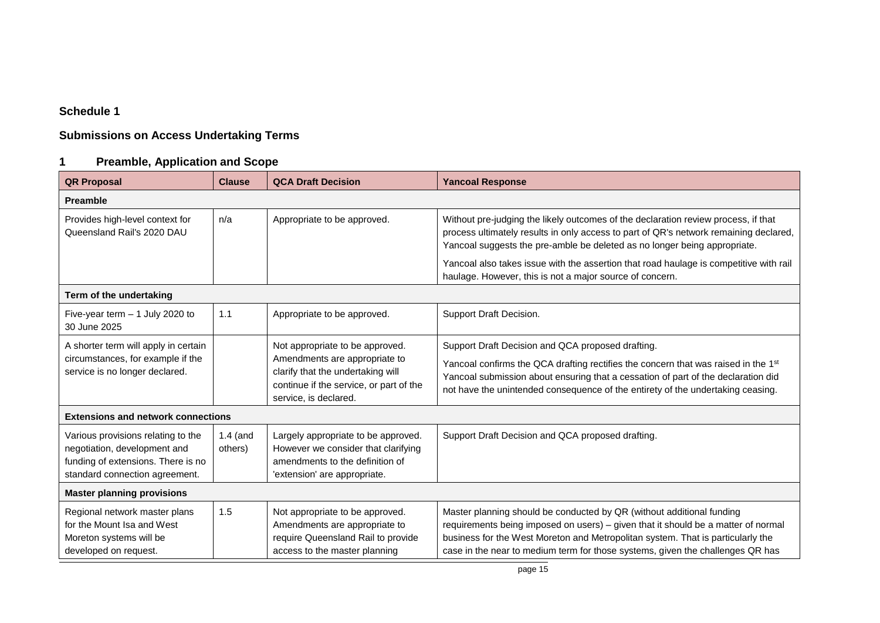# Schedule 1

## Submissions on Access Undertaking Terms

### 1 Preamble, Application and Scope

| QR Proposal | Clause | QCA Draft Decision | Yancoal Response |
|---|---|---|---|
| **Preamble** | | | |
| Provides high-level context for Queensland Rail's 2020 DAU | n/a | Appropriate to be approved. | Without pre-judging the likely outcomes of the declaration review process, if that process ultimately results in only access to part of QR's network remaining declared, Yancoal suggests the pre-amble be deleted as no longer being appropriate.<br><br>Yancoal also takes issue with the assertion that road haulage is competitive with rail haulage. However, this is not a major source of concern. |
| **Term of the undertaking** | | | |
| Five-year term – 1 July 2020 to 30 June 2025 | 1.1 | Appropriate to be approved. | Support Draft Decision. |
| A shorter term will apply in certain circumstances, for example if the service is no longer declared. | | Not appropriate to be approved. Amendments are appropriate to clarify that the undertaking will continue if the service, or part of the service, is declared. | Support Draft Decision and QCA proposed drafting.<br><br>Yancoal confirms the QCA drafting rectifies the concern that was raised in the 1st Yancoal submission about ensuring that a cessation of part of the declaration did not have the unintended consequence of the entirety of the undertaking ceasing. |
| **Extensions and network connections** | | | |
| Various provisions relating to the negotiation, development and funding of extensions. There is no standard connection agreement. | 1.4 (and others) | Largely appropriate to be approved. However we consider that clarifying amendments to the definition of 'extension' are appropriate. | Support Draft Decision and QCA proposed drafting. |
| **Master planning provisions** | | | |
| Regional network master plans for the Mount Isa and West Moreton systems will be developed on request. | 1.5 | Not appropriate to be approved. Amendments are appropriate to require Queensland Rail to provide access to the master planning | Master planning should be conducted by QR (without additional funding requirements being imposed on users) – given that it should be a matter of normal business for the West Moreton and Metropolitan system. That is particularly the case in the near to medium term for those systems, given the challenges QR has |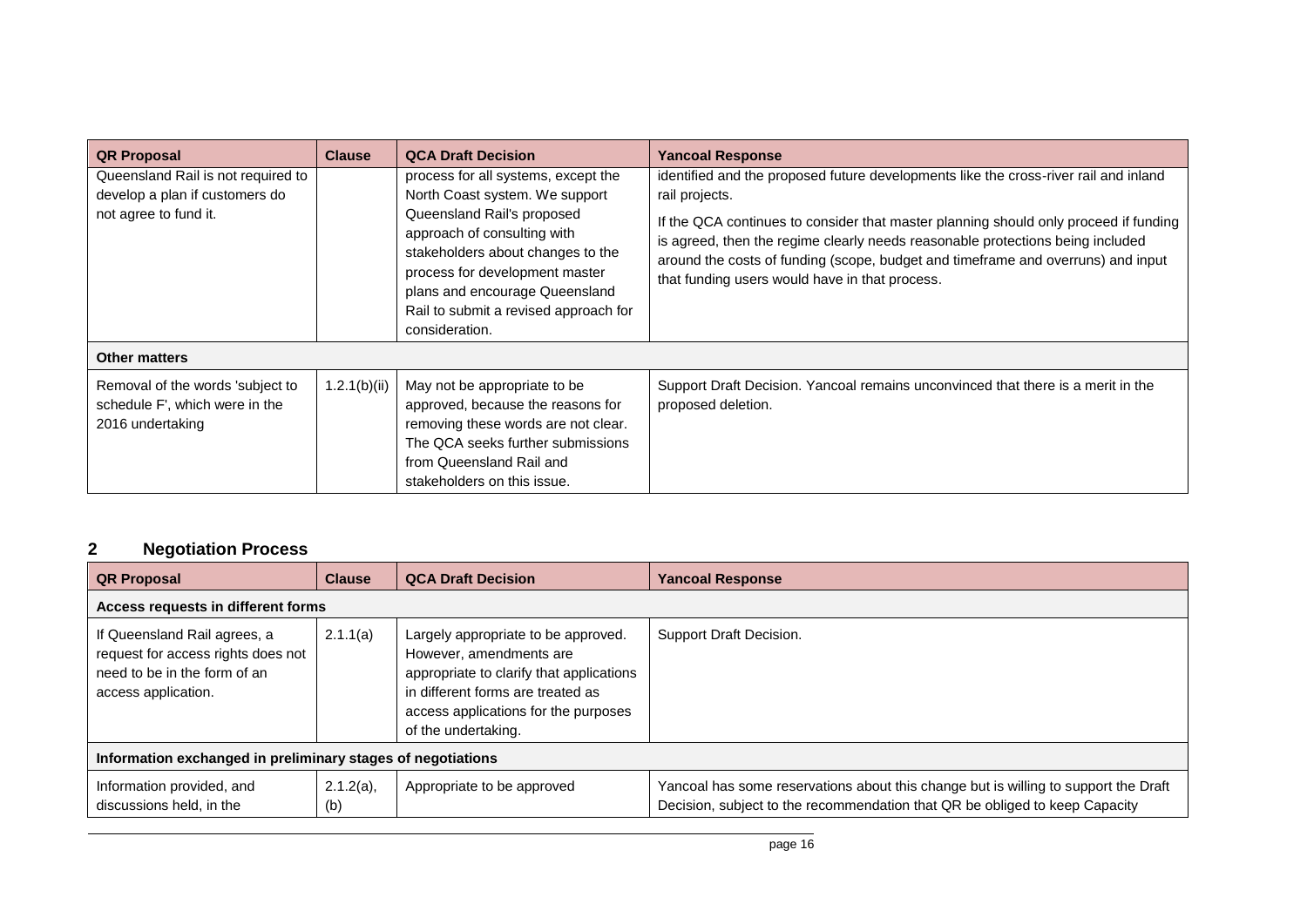| QR Proposal | Clause | QCA Draft Decision | Yancoal Response |
|---|---|---|---|
| Queensland Rail is not required to develop a plan if customers do not agree to fund it. | | process for all systems, except the North Coast system. We support Queensland Rail's proposed approach of consulting with stakeholders about changes to the process for development master plans and encourage Queensland Rail to submit a revised approach for consideration. | identified and the proposed future developments like the cross-river rail and inland rail projects.<br><br>If the QCA continues to consider that master planning should only proceed if funding is agreed, then the regime clearly needs reasonable protections being included around the costs of funding (scope, budget and timeframe and overruns) and input that funding users would have in that process. |
| **Other matters** | | | |
| Removal of the words 'subject to schedule F', which were in the 2016 undertaking | 1.2.1(b)(ii) | May not be appropriate to be approved, because the reasons for removing these words are not clear. The QCA seeks further submissions from Queensland Rail and stakeholders on this issue. | Support Draft Decision. Yancoal remains unconvinced that there is a merit in the proposed deletion. |

## 2 Negotiation Process

| QR Proposal | Clause | QCA Draft Decision | Yancoal Response |
|---|---|---|---|
| **Access requests in different forms** | | | |
| If Queensland Rail agrees, a request for access rights does not need to be in the form of an access application. | 2.1.1(a) | Largely appropriate to be approved. However, amendments are appropriate to clarify that applications in different forms are treated as access applications for the purposes of the undertaking. | Support Draft Decision. |
| **Information exchanged in preliminary stages of negotiations** | | | |
| Information provided, and discussions held, in the | 2.1.2(a), (b) | Appropriate to be approved | Yancoal has some reservations about this change but is willing to support the Draft Decision, subject to the recommendation that QR be obliged to keep Capacity |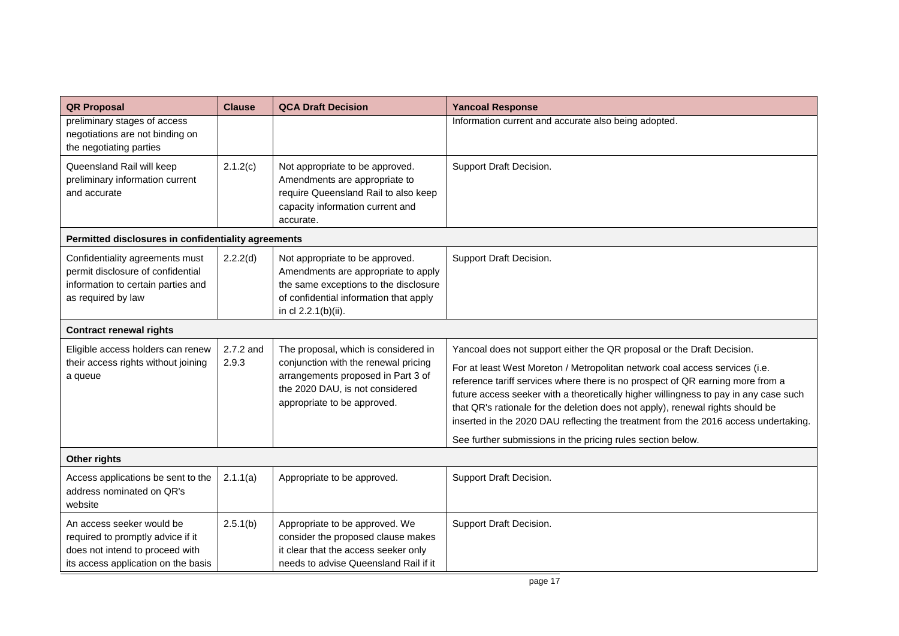| QR Proposal | Clause | QCA Draft Decision | Yancoal Response |
|---|---|---|---|
| preliminary stages of access negotiations are not binding on the negotiating parties | | | Information current and accurate also being adopted. |
| Queensland Rail will keep preliminary information current and accurate | 2.1.2(c) | Not appropriate to be approved. Amendments are appropriate to require Queensland Rail to also keep capacity information current and accurate. | Support Draft Decision. |
| **Permitted disclosures in confidentiality agreements** | | | |
| Confidentiality agreements must permit disclosure of confidential information to certain parties and as required by law | 2.2.2(d) | Not appropriate to be approved. Amendments are appropriate to apply the same exceptions to the disclosure of confidential information that apply in cl 2.2.1(b)(ii). | Support Draft Decision. |
| **Contract renewal rights** | | | |
| Eligible access holders can renew their access rights without joining a queue | 2.7.2 and 2.9.3 | The proposal, which is considered in conjunction with the renewal pricing arrangements proposed in Part 3 of the 2020 DAU, is not considered appropriate to be approved. | Yancoal does not support either the QR proposal or the Draft Decision.<br><br>For at least West Moreton / Metropolitan network coal access services (i.e. reference tariff services where there is no prospect of QR earning more from a future access seeker with a theoretically higher willingness to pay in any case such that QR's rationale for the deletion does not apply), renewal rights should be inserted in the 2020 DAU reflecting the treatment from the 2016 access undertaking.<br><br>See further submissions in the pricing rules section below. |
| **Other rights** | | | |
| Access applications be sent to the address nominated on QR's website | 2.1.1(a) | Appropriate to be approved. | Support Draft Decision. |
| An access seeker would be required to promptly advice if it does not intend to proceed with its access application on the basis | 2.5.1(b) | Appropriate to be approved. We consider the proposed clause makes it clear that the access seeker only needs to advise Queensland Rail if it | Support Draft Decision. |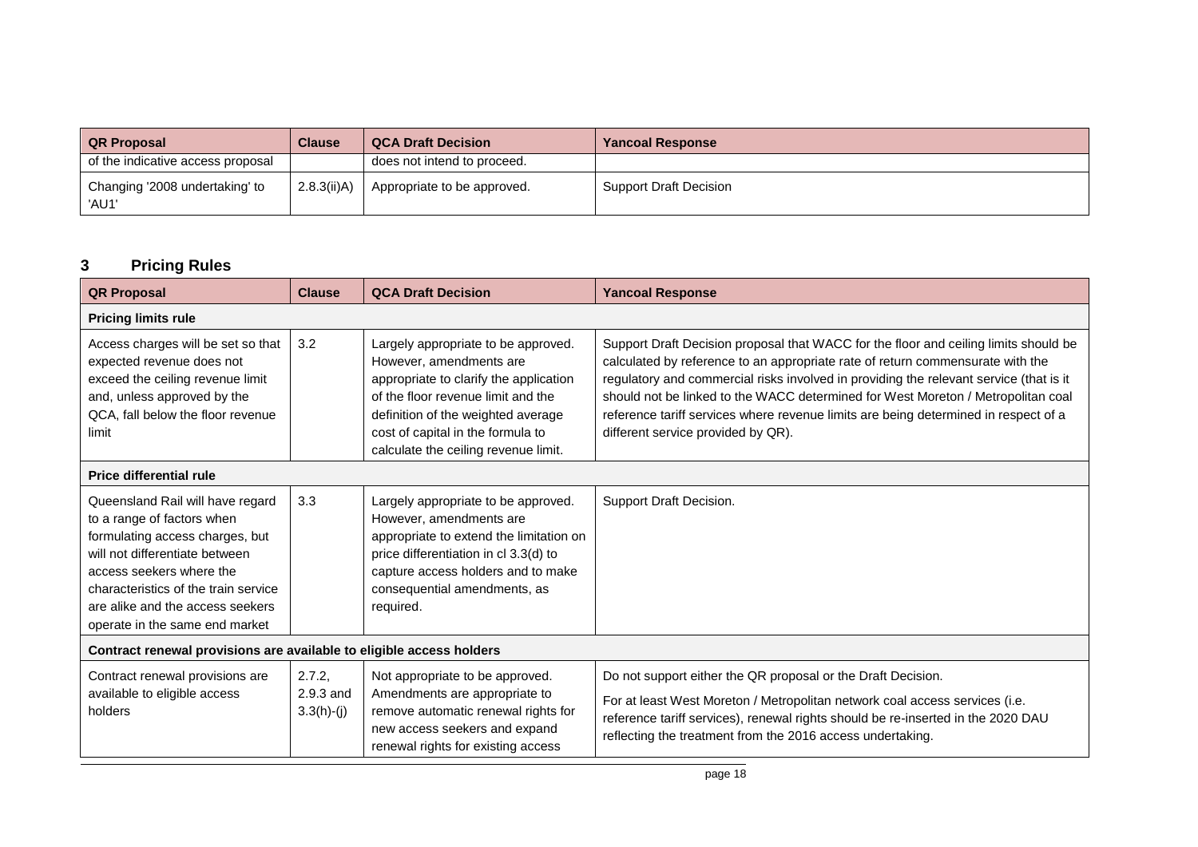| QR Proposal | Clause | QCA Draft Decision | Yancoal Response |
|---|---|---|---|
| of the indicative access proposal | | does not intend to proceed. | |
| Changing '2008 undertaking' to 'AU1' | 2.8.3(ii)A) | Appropriate to be approved. | Support Draft Decision |

## 3 Pricing Rules

| QR Proposal | Clause | QCA Draft Decision | Yancoal Response |
|---|---|---|---|
| **Pricing limits rule** | | | |
| Access charges will be set so that expected revenue does not exceed the ceiling revenue limit and, unless approved by the QCA, fall below the floor revenue limit | 3.2 | Largely appropriate to be approved. However, amendments are appropriate to clarify the application of the floor revenue limit and the definition of the weighted average cost of capital in the formula to calculate the ceiling revenue limit. | Support Draft Decision proposal that WACC for the floor and ceiling limits should be calculated by reference to an appropriate rate of return commensurate with the regulatory and commercial risks involved in providing the relevant service (that is it should not be linked to the WACC determined for West Moreton / Metropolitan coal reference tariff services where revenue limits are being determined in respect of a different service provided by QR). |
| **Price differential rule** | | | |
| Queensland Rail will have regard to a range of factors when formulating access charges, but will not differentiate between access seekers where the characteristics of the train service are alike and the access seekers operate in the same end market | 3.3 | Largely appropriate to be approved. However, amendments are appropriate to extend the limitation on price differentiation in cl 3.3(d) to capture access holders and to make consequential amendments, as required. | Support Draft Decision. |
| **Contract renewal provisions are available to eligible access holders** | | | |
| Contract renewal provisions are available to eligible access holders | 2.7.2, 2.9.3 and 3.3(h)-(j) | Not appropriate to be approved. Amendments are appropriate to remove automatic renewal rights for new access seekers and expand renewal rights for existing access | Do not support either the QR proposal or the Draft Decision.<br><br>For at least West Moreton / Metropolitan network coal access services (i.e. reference tariff services), renewal rights should be re-inserted in the 2020 DAU reflecting the treatment from the 2016 access undertaking. |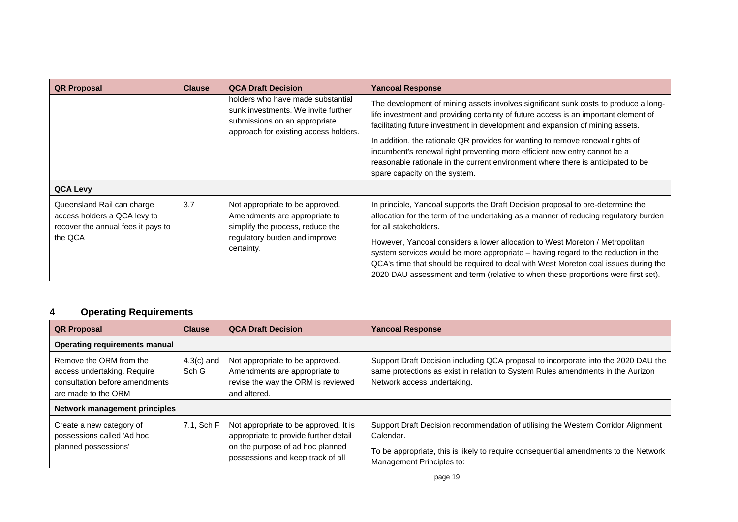| QR Proposal | Clause | QCA Draft Decision | Yancoal Response |
|---|---|---|---|
| | | holders who have made substantial sunk investments. We invite further submissions on an appropriate approach for existing access holders. | The development of mining assets involves significant sunk costs to produce a long-life investment and providing certainty of future access is an important element of facilitating future investment in development and expansion of mining assets.<br><br>In addition, the rationale QR provides for wanting to remove renewal rights of incumbent's renewal right preventing more efficient new entry cannot be a reasonable rationale in the current environment where there is anticipated to be spare capacity on the system. |
| **QCA Levy** | | | |
| Queensland Rail can charge access holders a QCA levy to recover the annual fees it pays to the QCA | 3.7 | Not appropriate to be approved. Amendments are appropriate to simplify the process, reduce the regulatory burden and improve certainty. | In principle, Yancoal supports the Draft Decision proposal to pre-determine the allocation for the term of the undertaking as a manner of reducing regulatory burden for all stakeholders.<br><br>However, Yancoal considers a lower allocation to West Moreton / Metropolitan system services would be more appropriate – having regard to the reduction in the QCA's time that should be required to deal with West Moreton coal issues during the 2020 DAU assessment and term (relative to when these proportions were first set). |

## 4 Operating Requirements

| QR Proposal | Clause | QCA Draft Decision | Yancoal Response |
|---|---|---|---|
| **Operating requirements manual** | | | |
| Remove the ORM from the access undertaking. Require consultation before amendments are made to the ORM | 4.3(c) and Sch G | Not appropriate to be approved. Amendments are appropriate to revise the way the ORM is reviewed and altered. | Support Draft Decision including QCA proposal to incorporate into the 2020 DAU the same protections as exist in relation to System Rules amendments in the Aurizon Network access undertaking. |
| **Network management principles** | | | |
| Create a new category of possessions called 'Ad hoc planned possessions' | 7.1, Sch F | Not appropriate to be approved. It is appropriate to provide further detail on the purpose of ad hoc planned possessions and keep track of all | Support Draft Decision recommendation of utilising the Western Corridor Alignment Calendar.<br><br>To be appropriate, this is likely to require consequential amendments to the Network Management Principles to: |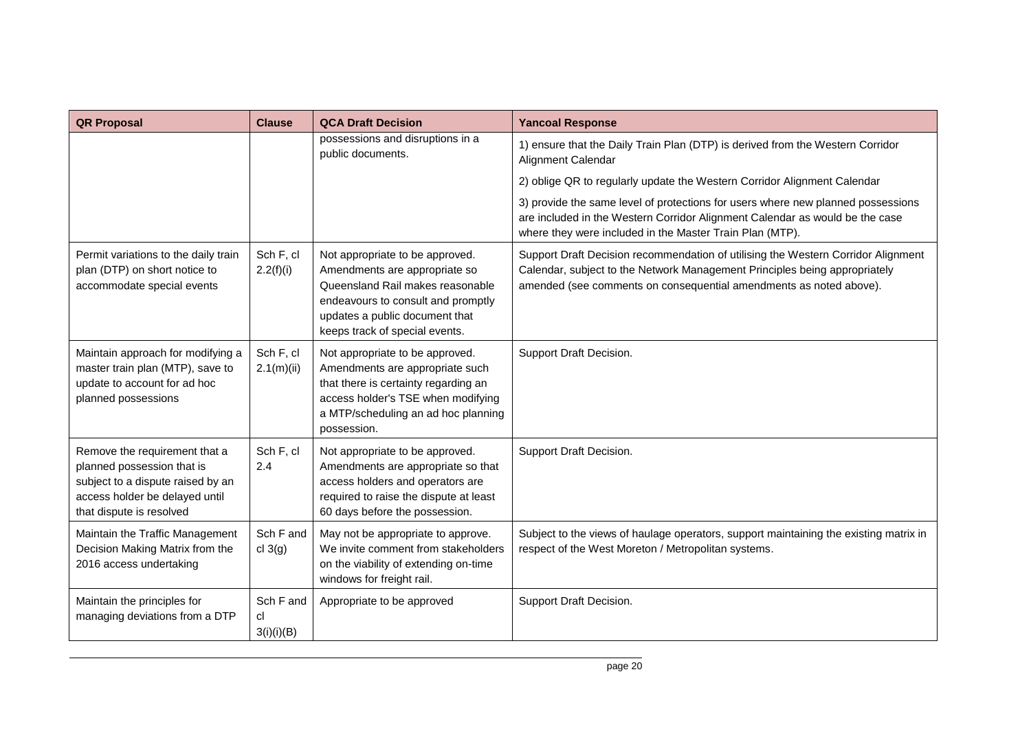| QR Proposal | Clause | QCA Draft Decision | Yancoal Response |
|---|---|---|---|
| | | possessions and disruptions in a public documents. | 1) ensure that the Daily Train Plan (DTP) is derived from the Western Corridor Alignment Calendar<br>2) oblige QR to regularly update the Western Corridor Alignment Calendar<br>3) provide the same level of protections for users where new planned possessions are included in the Western Corridor Alignment Calendar as would be the case where they were included in the Master Train Plan (MTP). |
| Permit variations to the daily train plan (DTP) on short notice to accommodate special events | Sch F, cl 2.2(f)(i) | Not appropriate to be approved. Amendments are appropriate so Queensland Rail makes reasonable endeavours to consult and promptly updates a public document that keeps track of special events. | Support Draft Decision recommendation of utilising the Western Corridor Alignment Calendar, subject to the Network Management Principles being appropriately amended (see comments on consequential amendments as noted above). |
| Maintain approach for modifying a master train plan (MTP), save to update to account for ad hoc planned possessions | Sch F, cl 2.1(m)(ii) | Not appropriate to be approved. Amendments are appropriate such that there is certainty regarding an access holder's TSE when modifying a MTP/scheduling an ad hoc planning possession. | Support Draft Decision. |
| Remove the requirement that a planned possession that is subject to a dispute raised by an access holder be delayed until that dispute is resolved | Sch F, cl 2.4 | Not appropriate to be approved. Amendments are appropriate so that access holders and operators are required to raise the dispute at least 60 days before the possession. | Support Draft Decision. |
| Maintain the Traffic Management Decision Making Matrix from the 2016 access undertaking | Sch F and cl 3(g) | May not be appropriate to approve. We invite comment from stakeholders on the viability of extending on-time windows for freight rail. | Subject to the views of haulage operators, support maintaining the existing matrix in respect of the West Moreton / Metropolitan systems. |
| Maintain the principles for managing deviations from a DTP | Sch F and cl 3(i)(i)(B) | Appropriate to be approved | Support Draft Decision. |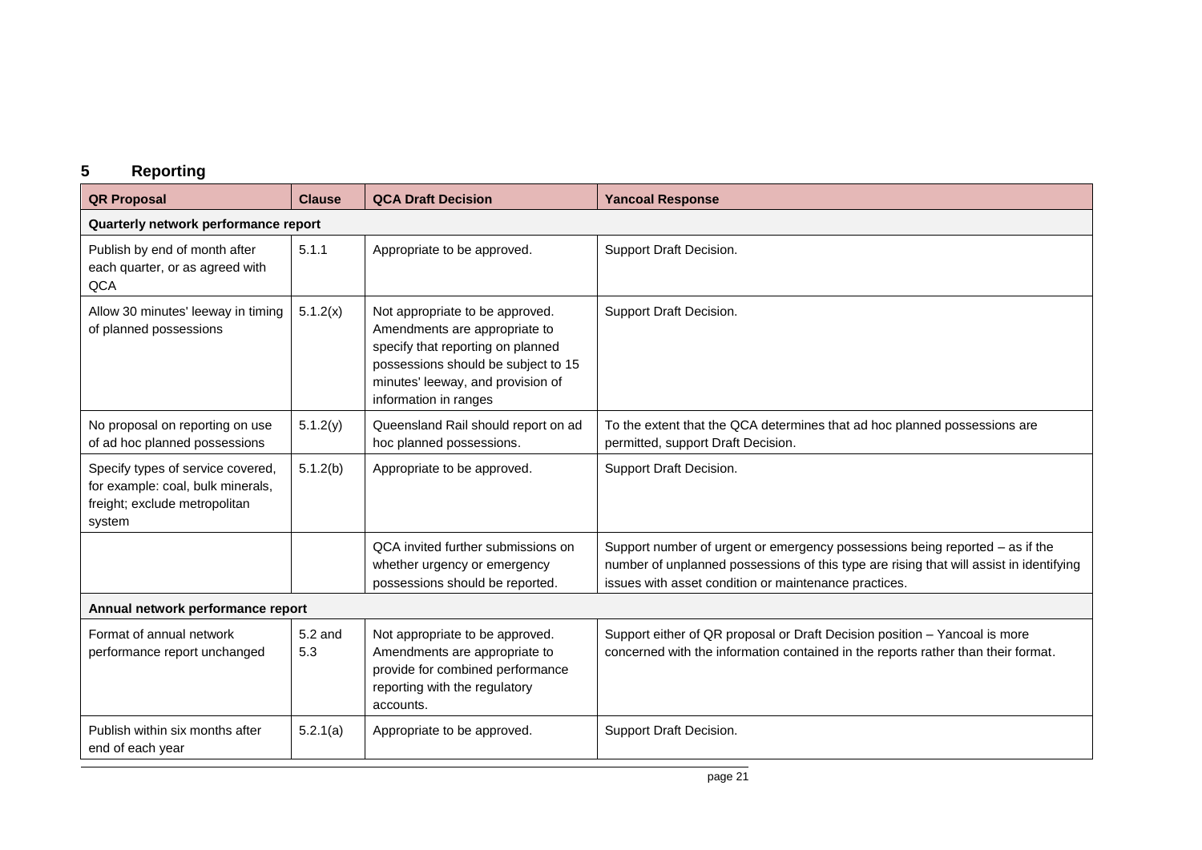## 5 Reporting

| QR Proposal | Clause | QCA Draft Decision | Yancoal Response |
|---|---|---|---|
| **Quarterly network performance report** | | | |
| Publish by end of month after each quarter, or as agreed with QCA | 5.1.1 | Appropriate to be approved. | Support Draft Decision. |
| Allow 30 minutes' leeway in timing of planned possessions | 5.1.2(x) | Not appropriate to be approved. Amendments are appropriate to specify that reporting on planned possessions should be subject to 15 minutes' leeway, and provision of information in ranges | Support Draft Decision. |
| No proposal on reporting on use of ad hoc planned possessions | 5.1.2(y) | Queensland Rail should report on ad hoc planned possessions. | To the extent that the QCA determines that ad hoc planned possessions are permitted, support Draft Decision. |
| Specify types of service covered, for example: coal, bulk minerals, freight; exclude metropolitan system | 5.1.2(b) | Appropriate to be approved. | Support Draft Decision. |
| | | QCA invited further submissions on whether urgency or emergency possessions should be reported. | Support number of urgent or emergency possessions being reported – as if the number of unplanned possessions of this type are rising that will assist in identifying issues with asset condition or maintenance practices. |
| **Annual network performance report** | | | |
| Format of annual network performance report unchanged | 5.2 and 5.3 | Not appropriate to be approved. Amendments are appropriate to provide for combined performance reporting with the regulatory accounts. | Support either of QR proposal or Draft Decision position – Yancoal is more concerned with the information contained in the reports rather than their format. |
| Publish within six months after end of each year | 5.2.1(a) | Appropriate to be approved. | Support Draft Decision. |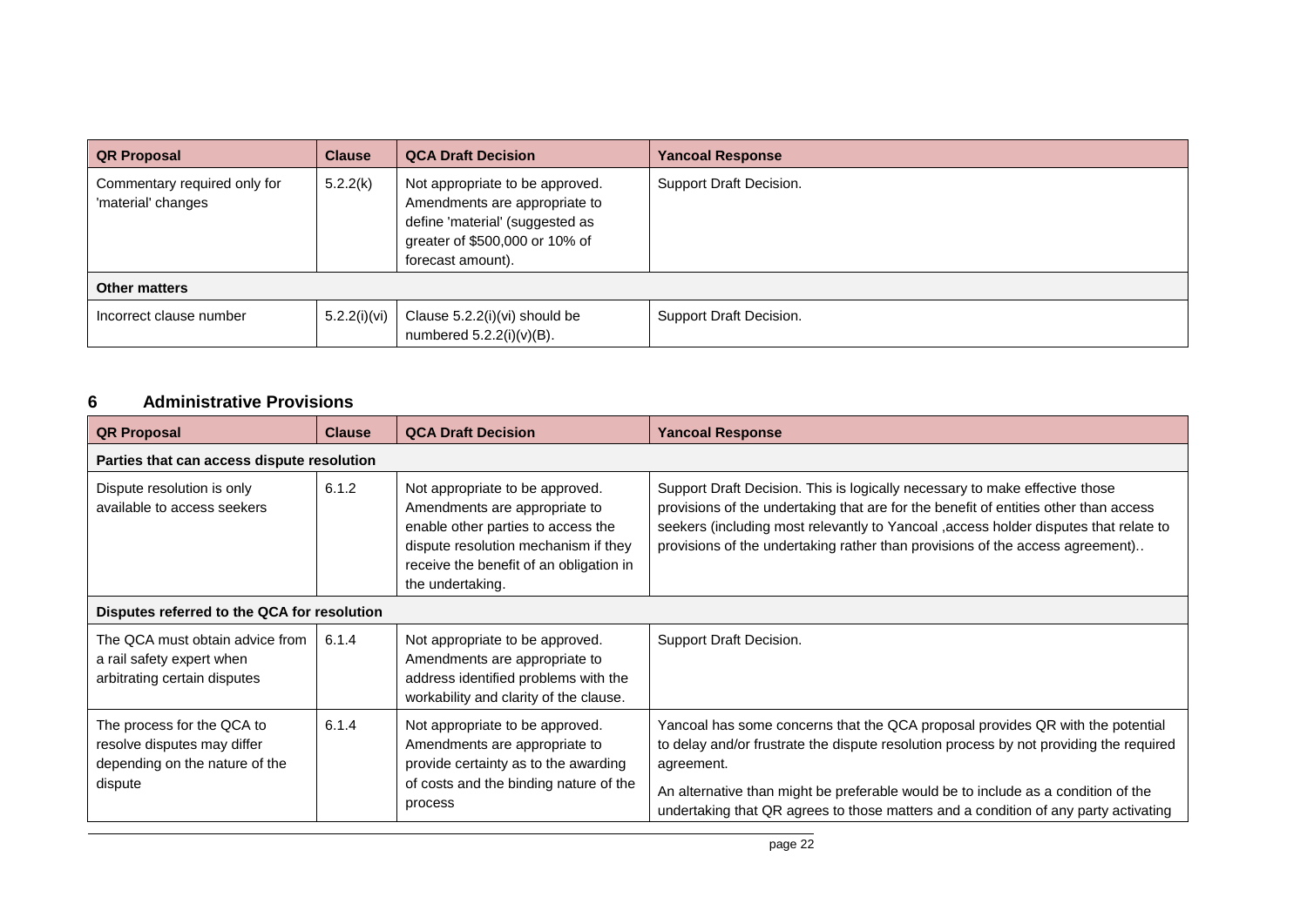| QR Proposal | Clause | QCA Draft Decision | Yancoal Response |
|---|---|---|---|
| Commentary required only for 'material' changes | 5.2.2(k) | Not appropriate to be approved. Amendments are appropriate to define 'material' (suggested as greater of $500,000 or 10% of forecast amount). | Support Draft Decision. |
| **Other matters** | | | |
| Incorrect clause number | 5.2.2(i)(vi) | Clause 5.2.2(i)(vi) should be numbered 5.2.2(i)(v)(B). | Support Draft Decision. |

## 6 Administrative Provisions

| QR Proposal | Clause | QCA Draft Decision | Yancoal Response |
|---|---|---|---|
| **Parties that can access dispute resolution** | | | |
| Dispute resolution is only available to access seekers | 6.1.2 | Not appropriate to be approved. Amendments are appropriate to enable other parties to access the dispute resolution mechanism if they receive the benefit of an obligation in the undertaking. | Support Draft Decision. This is logically necessary to make effective those provisions of the undertaking that are for the benefit of entities other than access seekers (including most relevantly to Yancoal ,access holder disputes that relate to provisions of the undertaking rather than provisions of the access agreement).. |
| **Disputes referred to the QCA for resolution** | | | |
| The QCA must obtain advice from a rail safety expert when arbitrating certain disputes | 6.1.4 | Not appropriate to be approved. Amendments are appropriate to address identified problems with the workability and clarity of the clause. | Support Draft Decision. |
| The process for the QCA to resolve disputes may differ depending on the nature of the dispute | 6.1.4 | Not appropriate to be approved. Amendments are appropriate to provide certainty as to the awarding of costs and the binding nature of the process | Yancoal has some concerns that the QCA proposal provides QR with the potential to delay and/or frustrate the dispute resolution process by not providing the required agreement.<br><br>An alternative than might be preferable would be to include as a condition of the undertaking that QR agrees to those matters and a condition of any party activating |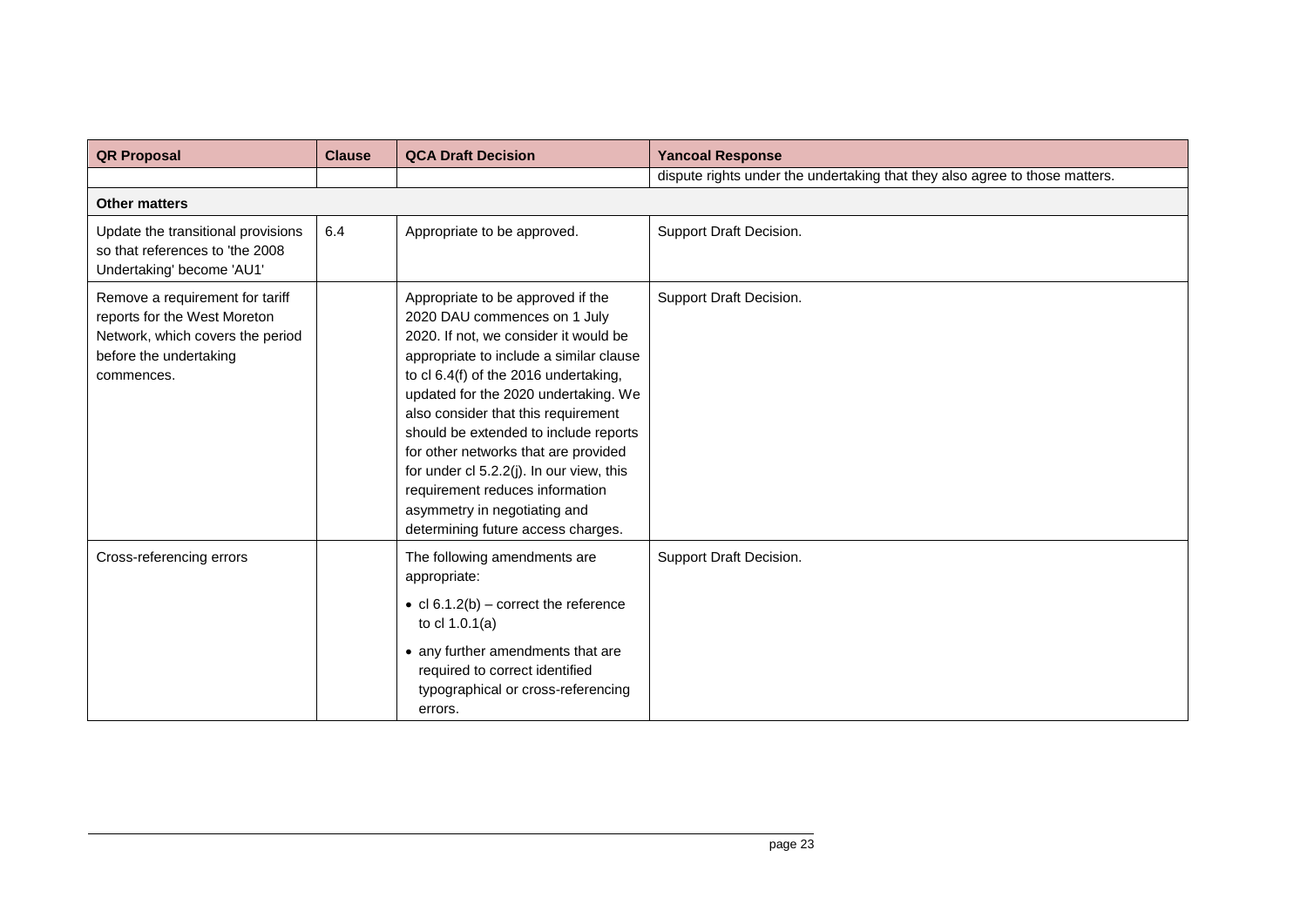| QR Proposal | Clause | QCA Draft Decision | Yancoal Response |
|---|---|---|---|
| | | | dispute rights under the undertaking that they also agree to those matters. |
| **Other matters** | | | |
| Update the transitional provisions so that references to 'the 2008 Undertaking' become 'AU1' | 6.4 | Appropriate to be approved. | Support Draft Decision. |
| Remove a requirement for tariff reports for the West Moreton Network, which covers the period before the undertaking commences. | | Appropriate to be approved if the 2020 DAU commences on 1 July 2020. If not, we consider it would be appropriate to include a similar clause to cl 6.4(f) of the 2016 undertaking, updated for the 2020 undertaking. We also consider that this requirement should be extended to include reports for other networks that are provided for under cl 5.2.2(j). In our view, this requirement reduces information asymmetry in negotiating and determining future access charges. | Support Draft Decision. |
| Cross-referencing errors | | The following amendments are appropriate:<br>• cl 6.1.2(b) – correct the reference to cl 1.0.1(a)<br>• any further amendments that are required to correct identified typographical or cross-referencing errors. | Support Draft Decision. |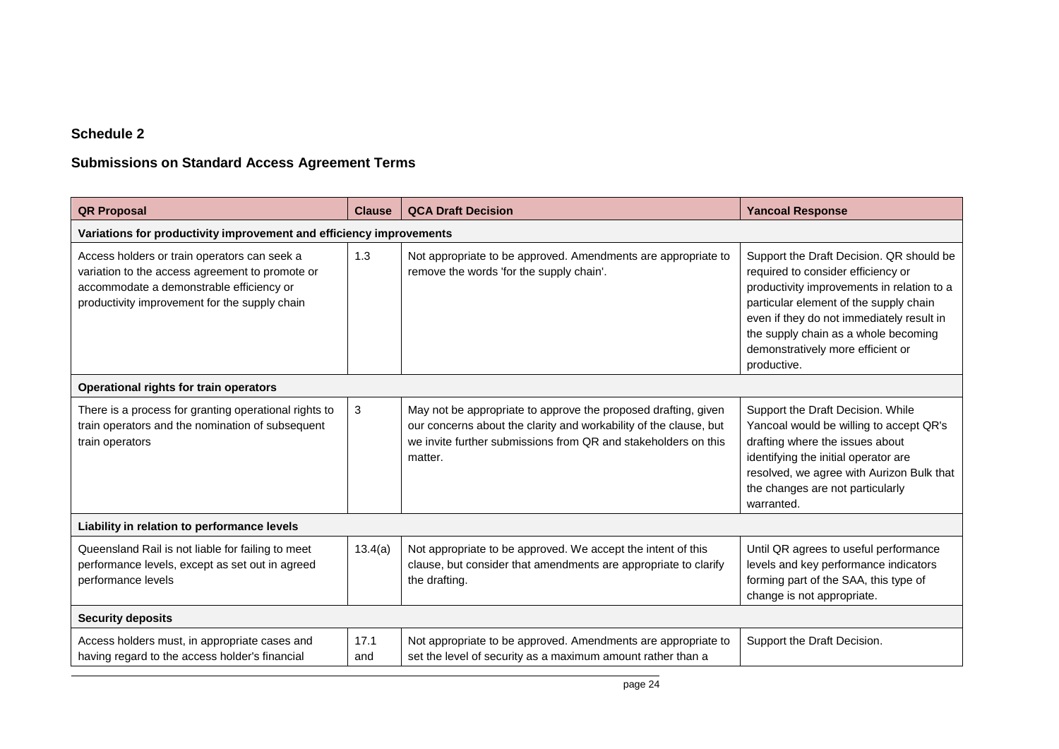## Schedule 2

## Submissions on Standard Access Agreement Terms

| QR Proposal | Clause | QCA Draft Decision | Yancoal Response |
|---|---|---|---|
| **Variations for productivity improvement and efficiency improvements** | | | |
| Access holders or train operators can seek a variation to the access agreement to promote or accommodate a demonstrable efficiency or productivity improvement for the supply chain | 1.3 | Not appropriate to be approved. Amendments are appropriate to remove the words 'for the supply chain'. | Support the Draft Decision. QR should be required to consider efficiency or productivity improvements in relation to a particular element of the supply chain even if they do not immediately result in the supply chain as a whole becoming demonstratively more efficient or productive. |
| **Operational rights for train operators** | | | |
| There is a process for granting operational rights to train operators and the nomination of subsequent train operators | 3 | May not be appropriate to approve the proposed drafting, given our concerns about the clarity and workability of the clause, but we invite further submissions from QR and stakeholders on this matter. | Support the Draft Decision. While Yancoal would be willing to accept QR's drafting where the issues about identifying the initial operator are resolved, we agree with Aurizon Bulk that the changes are not particularly warranted. |
| **Liability in relation to performance levels** | | | |
| Queensland Rail is not liable for failing to meet performance levels, except as set out in agreed performance levels | 13.4(a) | Not appropriate to be approved. We accept the intent of this clause, but consider that amendments are appropriate to clarify the drafting. | Until QR agrees to useful performance levels and key performance indicators forming part of the SAA, this type of change is not appropriate. |
| **Security deposits** | | | |
| Access holders must, in appropriate cases and having regard to the access holder's financial | 17.1 and | Not appropriate to be approved. Amendments are appropriate to set the level of security as a maximum amount rather than a | Support the Draft Decision. |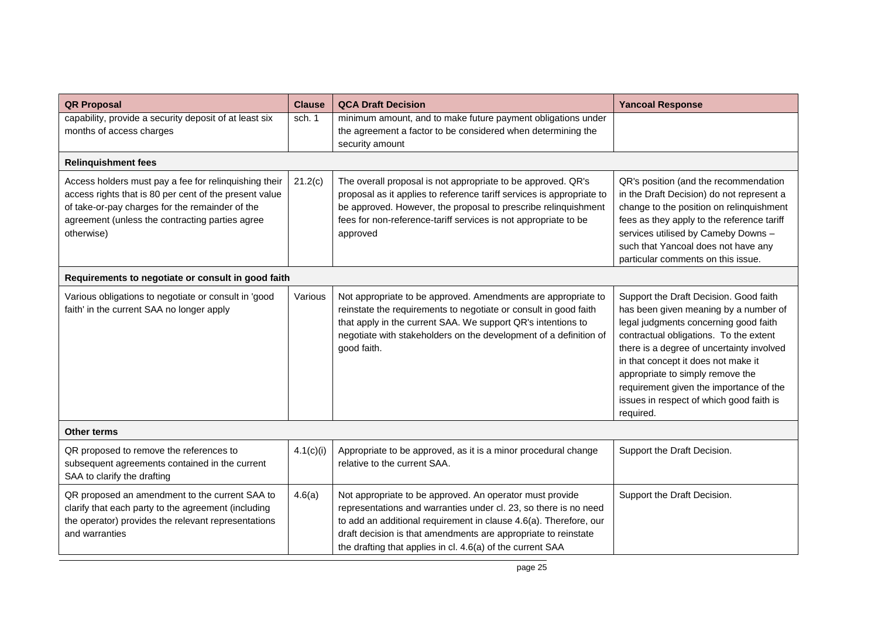| QR Proposal | Clause | QCA Draft Decision | Yancoal Response |
|---|---|---|---|
| capability, provide a security deposit of at least six months of access charges | sch. 1 | minimum amount, and to make future payment obligations under the agreement a factor to be considered when determining the security amount | |
| **Relinquishment fees** | | | |
| Access holders must pay a fee for relinquishing their access rights that is 80 per cent of the present value of take-or-pay charges for the remainder of the agreement (unless the contracting parties agree otherwise) | 21.2(c) | The overall proposal is not appropriate to be approved. QR's proposal as it applies to reference tariff services is appropriate to be approved. However, the proposal to prescribe relinquishment fees for non-reference-tariff services is not appropriate to be approved | QR's position (and the recommendation in the Draft Decision) do not represent a change to the position on relinquishment fees as they apply to the reference tariff services utilised by Cameby Downs – such that Yancoal does not have any particular comments on this issue. |
| **Requirements to negotiate or consult in good faith** | | | |
| Various obligations to negotiate or consult in 'good faith' in the current SAA no longer apply | Various | Not appropriate to be approved. Amendments are appropriate to reinstate the requirements to negotiate or consult in good faith that apply in the current SAA. We support QR's intentions to negotiate with stakeholders on the development of a definition of good faith. | Support the Draft Decision. Good faith has been given meaning by a number of legal judgments concerning good faith contractual obligations. To the extent there is a degree of uncertainty involved in that concept it does not make it appropriate to simply remove the requirement given the importance of the issues in respect of which good faith is required. |
| **Other terms** | | | |
| QR proposed to remove the references to subsequent agreements contained in the current SAA to clarify the drafting | 4.1(c)(i) | Appropriate to be approved, as it is a minor procedural change relative to the current SAA. | Support the Draft Decision. |
| QR proposed an amendment to the current SAA to clarify that each party to the agreement (including the operator) provides the relevant representations and warranties | 4.6(a) | Not appropriate to be approved. An operator must provide representations and warranties under cl. 23, so there is no need to add an additional requirement in clause 4.6(a). Therefore, our draft decision is that amendments are appropriate to reinstate the drafting that applies in cl. 4.6(a) of the current SAA | Support the Draft Decision. |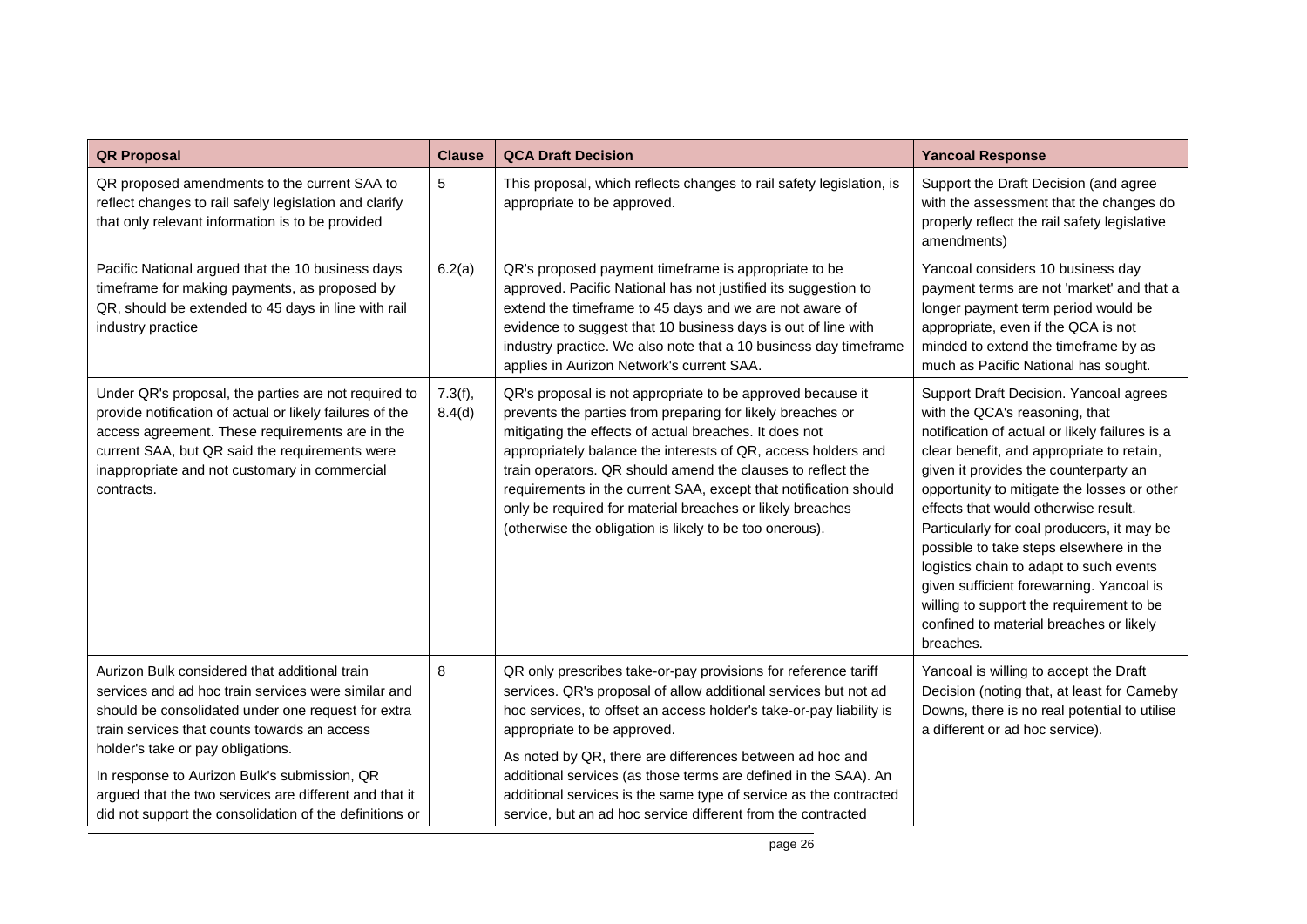| QR Proposal | Clause | QCA Draft Decision | Yancoal Response |
|---|---|---|---|
| QR proposed amendments to the current SAA to reflect changes to rail safely legislation and clarify that only relevant information is to be provided | 5 | This proposal, which reflects changes to rail safety legislation, is appropriate to be approved. | Support the Draft Decision (and agree with the assessment that the changes do properly reflect the rail safety legislative amendments) |
| Pacific National argued that the 10 business days timeframe for making payments, as proposed by QR, should be extended to 45 days in line with rail industry practice | 6.2(a) | QR's proposed payment timeframe is appropriate to be approved. Pacific National has not justified its suggestion to extend the timeframe to 45 days and we are not aware of evidence to suggest that 10 business days is out of line with industry practice. We also note that a 10 business day timeframe applies in Aurizon Network's current SAA. | Yancoal considers 10 business day payment terms are not 'market' and that a longer payment term period would be appropriate, even if the QCA is not minded to extend the timeframe by as much as Pacific National has sought. |
| Under QR's proposal, the parties are not required to provide notification of actual or likely failures of the access agreement. These requirements are in the current SAA, but QR said the requirements were inappropriate and not customary in commercial contracts. | 7.3(f), 8.4(d) | QR's proposal is not appropriate to be approved because it prevents the parties from preparing for likely breaches or mitigating the effects of actual breaches. It does not appropriately balance the interests of QR, access holders and train operators. QR should amend the clauses to reflect the requirements in the current SAA, except that notification should only be required for material breaches or likely breaches (otherwise the obligation is likely to be too onerous). | Support Draft Decision. Yancoal agrees with the QCA's reasoning, that notification of actual or likely failures is a clear benefit, and appropriate to retain, given it provides the counterparty an opportunity to mitigate the losses or other effects that would otherwise result. Particularly for coal producers, it may be possible to take steps elsewhere in the logistics chain to adapt to such events given sufficient forewarning. Yancoal is willing to support the requirement to be confined to material breaches or likely breaches. |
| Aurizon Bulk considered that additional train services and ad hoc train services were similar and should be consolidated under one request for extra train services that counts towards an access holder's take or pay obligations.<br><br>In response to Aurizon Bulk's submission, QR argued that the two services are different and that it did not support the consolidation of the definitions or | 8 | QR only prescribes take-or-pay provisions for reference tariff services. QR's proposal of allow additional services but not ad hoc services, to offset an access holder's take-or-pay liability is appropriate to be approved.<br><br>As noted by QR, there are differences between ad hoc and additional services (as those terms are defined in the SAA). An additional services is the same type of service as the contracted service, but an ad hoc service different from the contracted | Yancoal is willing to accept the Draft Decision (noting that, at least for Cameby Downs, there is no real potential to utilise a different or ad hoc service). |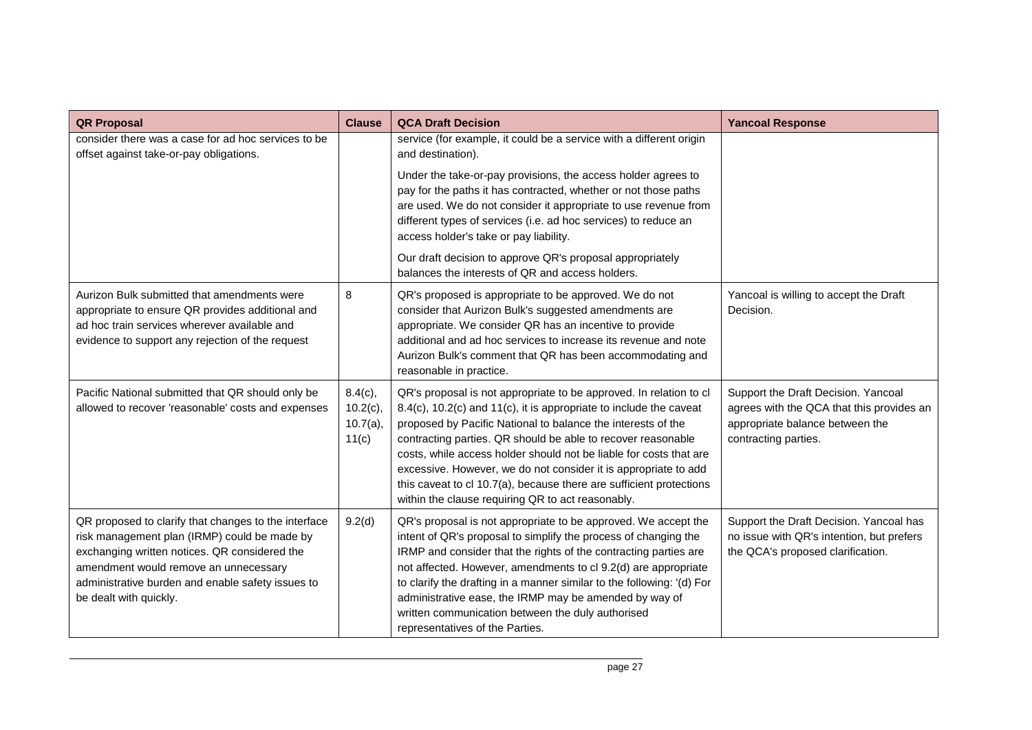| QR Proposal | Clause | QCA Draft Decision | Yancoal Response |
|---|---|---|---|
| consider there was a case for ad hoc services to be offset against take-or-pay obligations. | | service (for example, it could be a service with a different origin and destination).<br><br>Under the take-or-pay provisions, the access holder agrees to pay for the paths it has contracted, whether or not those paths are used. We do not consider it appropriate to use revenue from different types of services (i.e. ad hoc services) to reduce an access holder's take or pay liability.<br><br>Our draft decision to approve QR's proposal appropriately balances the interests of QR and access holders. | |
| Aurizon Bulk submitted that amendments were appropriate to ensure QR provides additional and ad hoc train services wherever available and evidence to support any rejection of the request | 8 | QR's proposed is appropriate to be approved. We do not consider that Aurizon Bulk's suggested amendments are appropriate. We consider QR has an incentive to provide additional and ad hoc services to increase its revenue and note Aurizon Bulk's comment that QR has been accommodating and reasonable in practice. | Yancoal is willing to accept the Draft Decision. |
| Pacific National submitted that QR should only be allowed to recover 'reasonable' costs and expenses | 8.4(c), 10.2(c), 10.7(a), 11(c) | QR's proposal is not appropriate to be approved. In relation to cl 8.4(c), 10.2(c) and 11(c), it is appropriate to include the caveat proposed by Pacific National to balance the interests of the contracting parties. QR should be able to recover reasonable costs, while access holder should not be liable for costs that are excessive. However, we do not consider it is appropriate to add this caveat to cl 10.7(a), because there are sufficient protections within the clause requiring QR to act reasonably. | Support the Draft Decision. Yancoal agrees with the QCA that this provides an appropriate balance between the contracting parties. |
| QR proposed to clarify that changes to the interface risk management plan (IRMP) could be made by exchanging written notices. QR considered the amendment would remove an unnecessary administrative burden and enable safety issues to be dealt with quickly. | 9.2(d) | QR's proposal is not appropriate to be approved. We accept the intent of QR's proposal to simplify the process of changing the IRMP and consider that the rights of the contracting parties are not affected. However, amendments to cl 9.2(d) are appropriate to clarify the drafting in a manner similar to the following: '(d) For administrative ease, the IRMP may be amended by way of written communication between the duly authorised representatives of the Parties. | Support the Draft Decision. Yancoal has no issue with QR's intention, but prefers the QCA's proposed clarification. |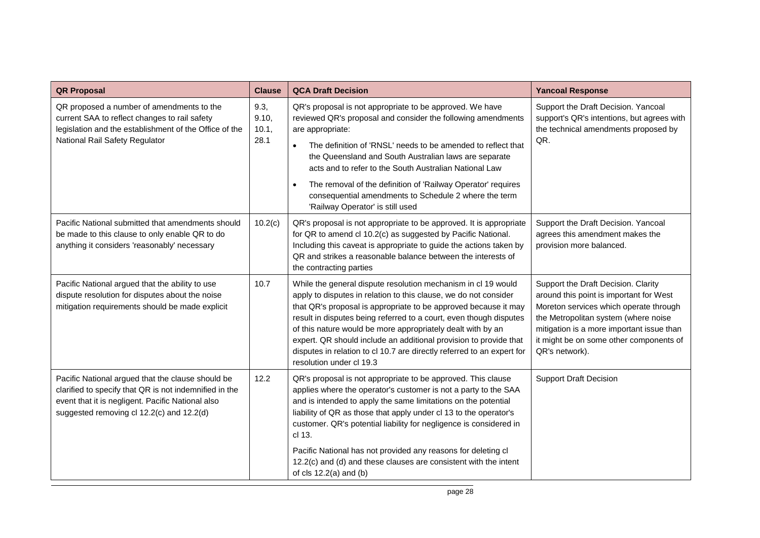| QR Proposal | Clause | QCA Draft Decision | Yancoal Response |
|---|---|---|---|
| QR proposed a number of amendments to the current SAA to reflect changes to rail safety legislation and the establishment of the Office of the National Rail Safety Regulator | 9.3, 9.10, 10.1, 28.1 | QR's proposal is not appropriate to be approved. We have reviewed QR's proposal and consider the following amendments are appropriate: <br>• The definition of 'RNSL' needs to be amended to reflect that the Queensland and South Australian laws are separate acts and to refer to the South Australian National Law <br>• The removal of the definition of 'Railway Operator' requires consequential amendments to Schedule 2 where the term 'Railway Operator' is still used | Support the Draft Decision. Yancoal support's QR's intentions, but agrees with the technical amendments proposed by QR. |
| Pacific National submitted that amendments should be made to this clause to only enable QR to do anything it considers 'reasonably' necessary | 10.2(c) | QR's proposal is not appropriate to be approved. It is appropriate for QR to amend cl 10.2(c) as suggested by Pacific National. Including this caveat is appropriate to guide the actions taken by QR and strikes a reasonable balance between the interests of the contracting parties | Support the Draft Decision. Yancoal agrees this amendment makes the provision more balanced. |
| Pacific National argued that the ability to use dispute resolution for disputes about the noise mitigation requirements should be made explicit | 10.7 | While the general dispute resolution mechanism in cl 19 would apply to disputes in relation to this clause, we do not consider that QR's proposal is appropriate to be approved because it may result in disputes being referred to a court, even though disputes of this nature would be more appropriately dealt with by an expert. QR should include an additional provision to provide that disputes in relation to cl 10.7 are directly referred to an expert for resolution under cl 19.3 | Support the Draft Decision. Clarity around this point is important for West Moreton services which operate through the Metropolitan system (where noise mitigation is a more important issue than it might be on some other components of QR's network). |
| Pacific National argued that the clause should be clarified to specify that QR is not indemnified in the event that it is negligent. Pacific National also suggested removing cl 12.2(c) and 12.2(d) | 12.2 | QR's proposal is not appropriate to be approved. This clause applies where the operator's customer is not a party to the SAA and is intended to apply the same limitations on the potential liability of QR as those that apply under cl 13 to the operator's customer. QR's potential liability for negligence is considered in cl 13. <br><br>Pacific National has not provided any reasons for deleting cl 12.2(c) and (d) and these clauses are consistent with the intent of cls 12.2(a) and (b) | Support Draft Decision |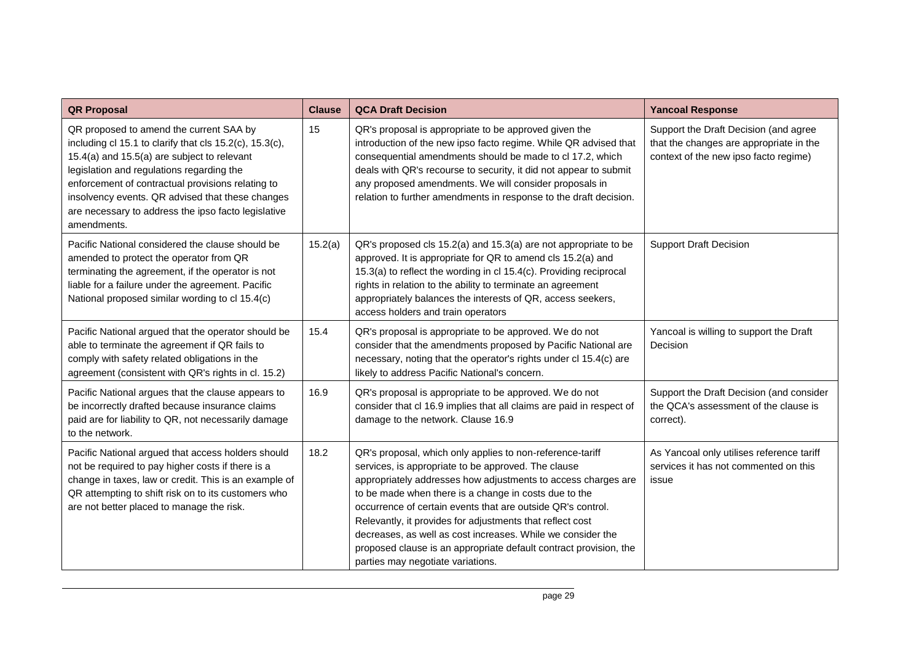| QR Proposal | Clause | QCA Draft Decision | Yancoal Response |
|---|---|---|---|
| QR proposed to amend the current SAA by including cl 15.1 to clarify that cls 15.2(c), 15.3(c), 15.4(a) and 15.5(a) are subject to relevant legislation and regulations regarding the enforcement of contractual provisions relating to insolvency events. QR advised that these changes are necessary to address the ipso facto legislative amendments. | 15 | QR's proposal is appropriate to be approved given the introduction of the new ipso facto regime. While QR advised that consequential amendments should be made to cl 17.2, which deals with QR's recourse to security, it did not appear to submit any proposed amendments. We will consider proposals in relation to further amendments in response to the draft decision. | Support the Draft Decision (and agree that the changes are appropriate in the context of the new ipso facto regime) |
| Pacific National considered the clause should be amended to protect the operator from QR terminating the agreement, if the operator is not liable for a failure under the agreement. Pacific National proposed similar wording to cl 15.4(c) | 15.2(a) | QR's proposed cls 15.2(a) and 15.3(a) are not appropriate to be approved. It is appropriate for QR to amend cls 15.2(a) and 15.3(a) to reflect the wording in cl 15.4(c). Providing reciprocal rights in relation to the ability to terminate an agreement appropriately balances the interests of QR, access seekers, access holders and train operators | Support Draft Decision |
| Pacific National argued that the operator should be able to terminate the agreement if QR fails to comply with safety related obligations in the agreement (consistent with QR's rights in cl. 15.2) | 15.4 | QR's proposal is appropriate to be approved. We do not consider that the amendments proposed by Pacific National are necessary, noting that the operator's rights under cl 15.4(c) are likely to address Pacific National's concern. | Yancoal is willing to support the Draft Decision |
| Pacific National argues that the clause appears to be incorrectly drafted because insurance claims paid are for liability to QR, not necessarily damage to the network. | 16.9 | QR's proposal is appropriate to be approved. We do not consider that cl 16.9 implies that all claims are paid in respect of damage to the network. Clause 16.9 | Support the Draft Decision (and consider the QCA's assessment of the clause is correct). |
| Pacific National argued that access holders should not be required to pay higher costs if there is a change in taxes, law or credit. This is an example of QR attempting to shift risk on to its customers who are not better placed to manage the risk. | 18.2 | QR's proposal, which only applies to non-reference-tariff services, is appropriate to be approved. The clause appropriately addresses how adjustments to access charges are to be made when there is a change in costs due to the occurrence of certain events that are outside QR's control. Relevantly, it provides for adjustments that reflect cost decreases, as well as cost increases. While we consider the proposed clause is an appropriate default contract provision, the parties may negotiate variations. | As Yancoal only utilises reference tariff services it has not commented on this issue |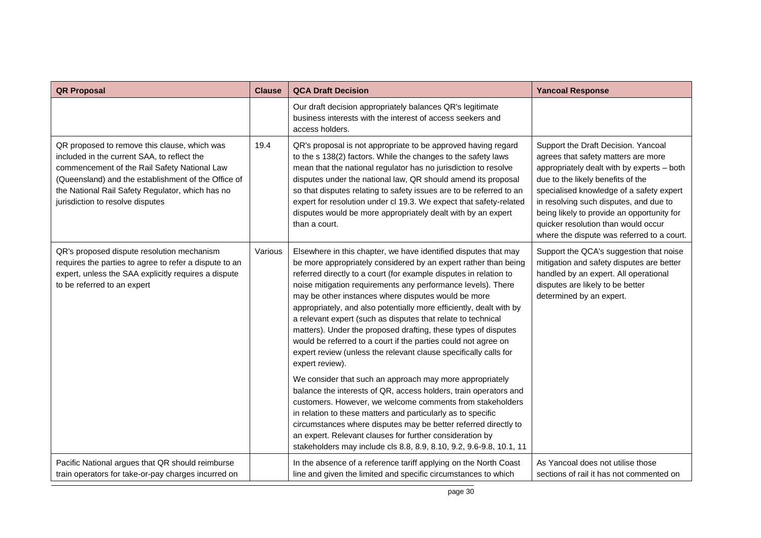| QR Proposal | Clause | QCA Draft Decision | Yancoal Response |
|---|---|---|---|
| | | Our draft decision appropriately balances QR's legitimate business interests with the interest of access seekers and access holders. | |
| QR proposed to remove this clause, which was included in the current SAA, to reflect the commencement of the Rail Safety National Law (Queensland) and the establishment of the Office of the National Rail Safety Regulator, which has no jurisdiction to resolve disputes | 19.4 | QR's proposal is not appropriate to be approved having regard to the s 138(2) factors. While the changes to the safety laws mean that the national regulator has no jurisdiction to resolve disputes under the national law, QR should amend its proposal so that disputes relating to safety issues are to be referred to an expert for resolution under cl 19.3. We expect that safety-related disputes would be more appropriately dealt with by an expert than a court. | Support the Draft Decision. Yancoal agrees that safety matters are more appropriately dealt with by experts – both due to the likely benefits of the specialised knowledge of a safety expert in resolving such disputes, and due to being likely to provide an opportunity for quicker resolution than would occur where the dispute was referred to a court. |
| QR's proposed dispute resolution mechanism requires the parties to agree to refer a dispute to an expert, unless the SAA explicitly requires a dispute to be referred to an expert | Various | Elsewhere in this chapter, we have identified disputes that may be more appropriately considered by an expert rather than being referred directly to a court (for example disputes in relation to noise mitigation requirements any performance levels). There may be other instances where disputes would be more appropriately, and also potentially more efficiently, dealt with by a relevant expert (such as disputes that relate to technical matters). Under the proposed drafting, these types of disputes would be referred to a court if the parties could not agree on expert review (unless the relevant clause specifically calls for expert review).<br><br>We consider that such an approach may more appropriately balance the interests of QR, access holders, train operators and customers. However, we welcome comments from stakeholders in relation to these matters and particularly as to specific circumstances where disputes may be better referred directly to an expert. Relevant clauses for further consideration by stakeholders may include cls 8.8, 8.9, 8.10, 9.2, 9.6-9.8, 10.1, 11 | Support the QCA's suggestion that noise mitigation and safety disputes are better handled by an expert. All operational disputes are likely to be better determined by an expert. |
| Pacific National argues that QR should reimburse train operators for take-or-pay charges incurred on | | In the absence of a reference tariff applying on the North Coast line and given the limited and specific circumstances to which | As Yancoal does not utilise those sections of rail it has not commented on |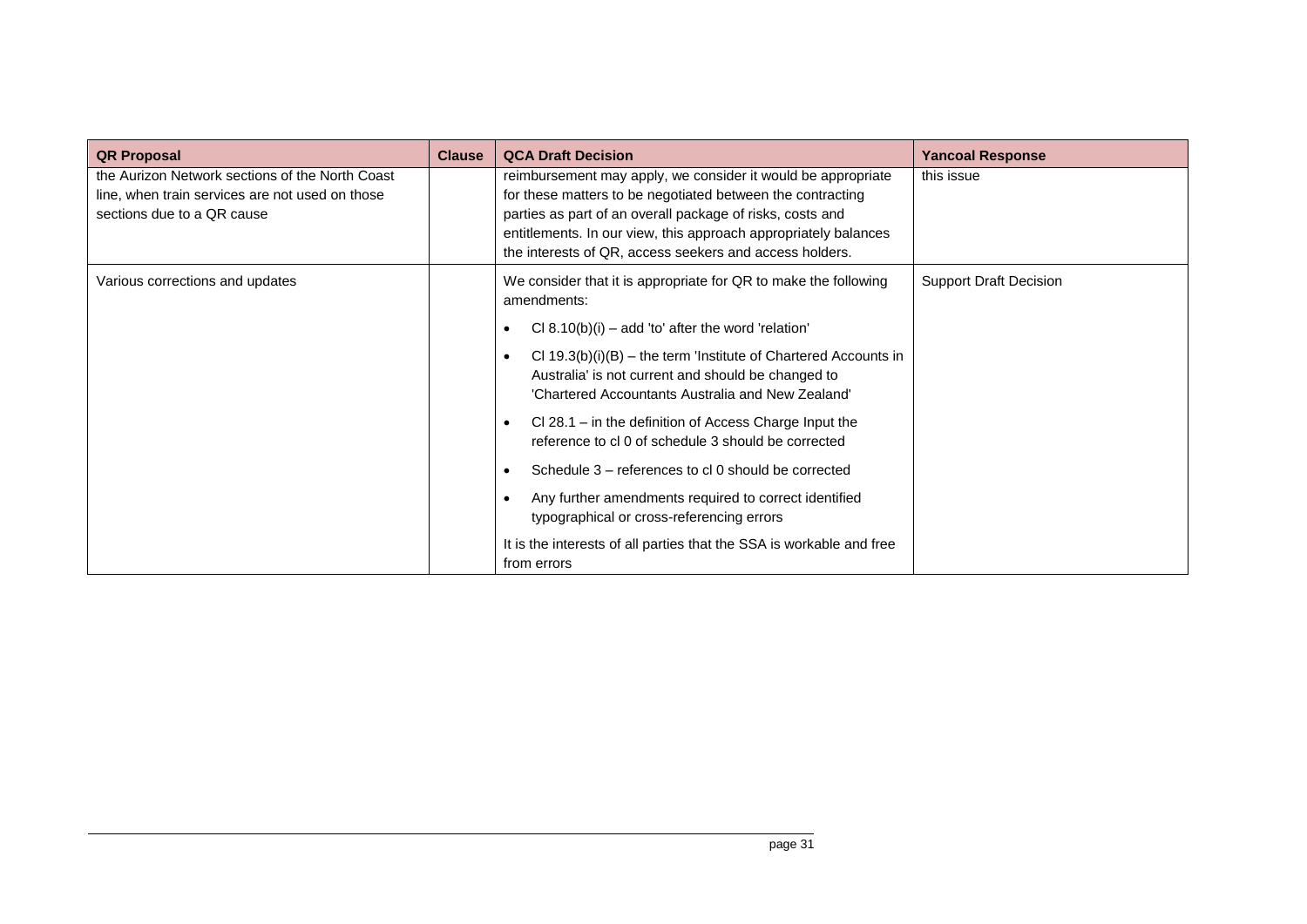| QR Proposal | Clause | QCA Draft Decision | Yancoal Response |
|---|---|---|---|
| the Aurizon Network sections of the North Coast line, when train services are not used on those sections due to a QR cause | | reimbursement may apply, we consider it would be appropriate for these matters to be negotiated between the contracting parties as part of an overall package of risks, costs and entitlements. In our view, this approach appropriately balances the interests of QR, access seekers and access holders. | this issue |
| Various corrections and updates | | We consider that it is appropriate for QR to make the following amendments:<br>• Cl 8.10(b)(i) – add 'to' after the word 'relation'<br>• Cl 19.3(b)(i)(B) – the term 'Institute of Chartered Accounts in Australia' is not current and should be changed to 'Chartered Accountants Australia and New Zealand'<br>• Cl 28.1 – in the definition of Access Charge Input the reference to cl 0 of schedule 3 should be corrected<br>• Schedule 3 – references to cl 0 should be corrected<br>• Any further amendments required to correct identified typographical or cross-referencing errors<br>It is the interests of all parties that the SSA is workable and free from errors | Support Draft Decision |